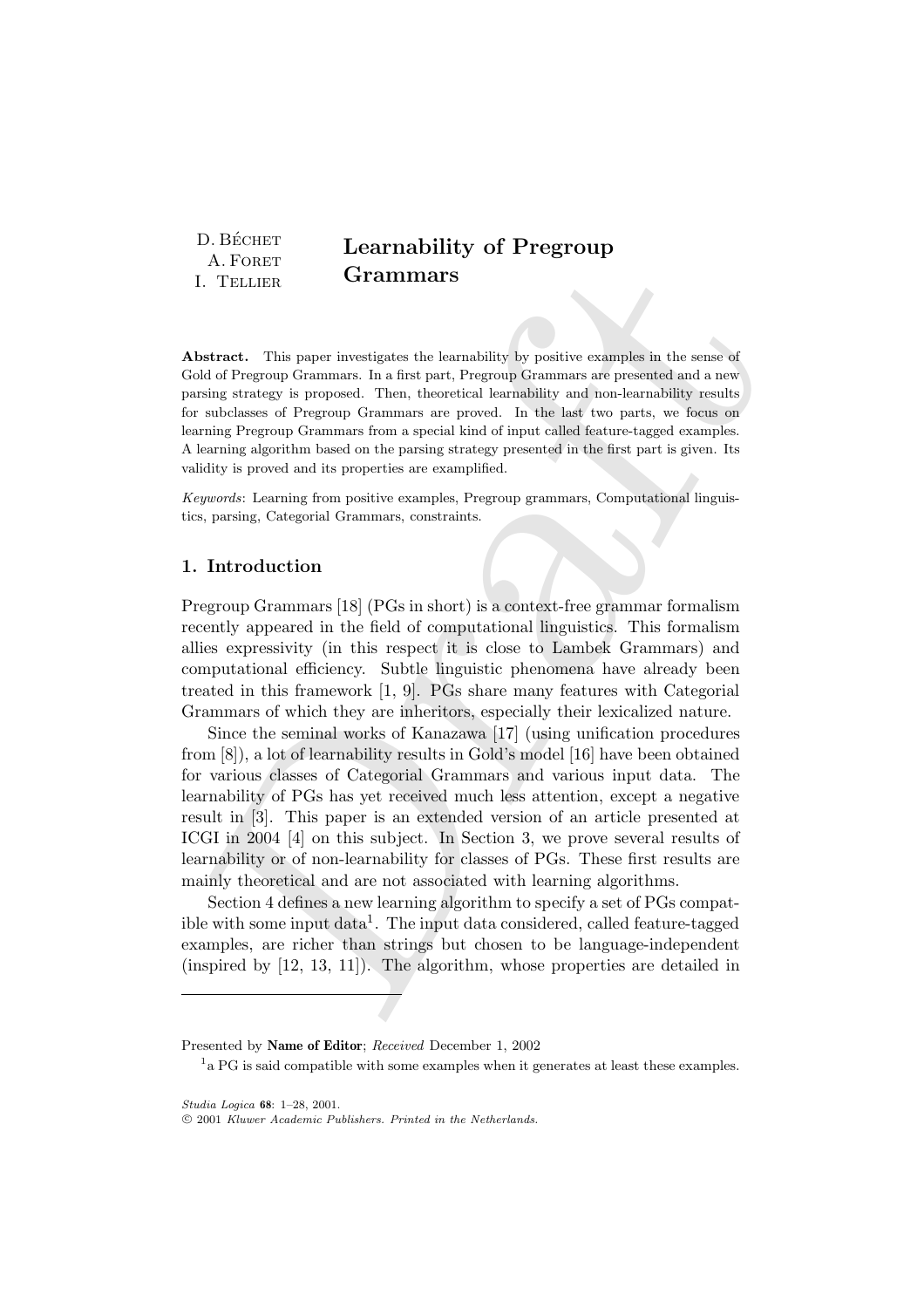D. Béchet
A. Foret
I. Tellier

# Learnability of Pregroup Grammars

**Abstract.** This paper investigates the learnability by positive examples in the sense of Gold of Pregroup Grammars. In a first part, Pregroup Grammars are presented and a new parsing strategy is proposed. Then, theoretical learnability and non-learnability results for subclasses of Pregroup Grammars are proved. In the last two parts, we focus on learning Pregroup Grammars from a special kind of input called feature-tagged examples. A learning algorithm based on the parsing strategy presented in the first part is given. Its validity is proved and its properties are examplified.

*Keywords*: Learning from positive examples, Pregroup grammars, Computational linguistics, parsing, Categorial Grammars, constraints.

## 1. Introduction

Pregroup Grammars [18] (PGs in short) is a context-free grammar formalism recently appeared in the field of computational linguistics. This formalism allies expressivity (in this respect it is close to Lambek Grammars) and computational efficiency. Subtle linguistic phenomena have already been treated in this framework [1, 9]. PGs share many features with Categorial Grammars of which they are inheritors, especially their lexicalized nature.

Since the seminal works of Kanazawa [17] (using unification procedures from [8]), a lot of learnability results in Gold's model [16] have been obtained for various classes of Categorial Grammars and various input data. The learnability of PGs has yet received much less attention, except a negative result in [3]. This paper is an extended version of an article presented at ICGI in 2004 [4] on this subject. In Section 3, we prove several results of learnability or of non-learnability for classes of PGs. These first results are mainly theoretical and are not associated with learning algorithms.

Section 4 defines a new learning algorithm to specify a set of PGs compatible with some input data[1]. The input data considered, called feature-tagged examples, are richer than strings but chosen to be language-independent (inspired by [12, 13, 11]). The algorithm, whose properties are detailed in

Presented by **Name of Editor**; *Received* December 1, 2002

[1] a PG is said compatible with some examples when it generates at least these examples.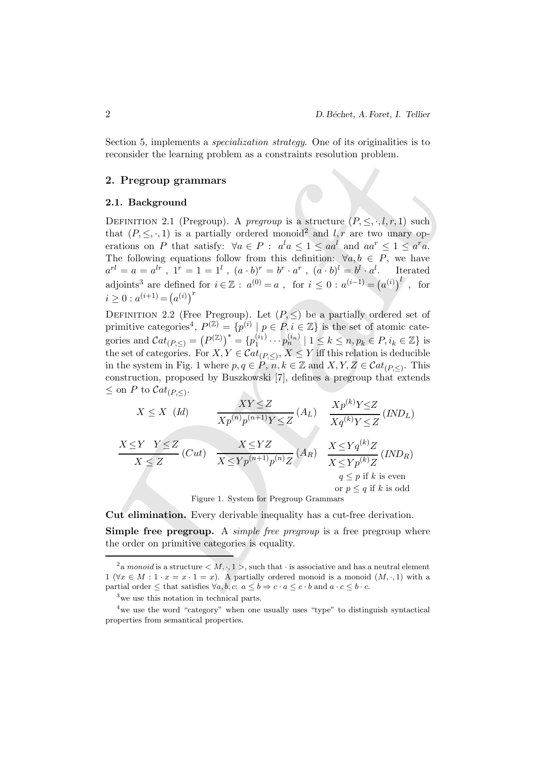Section 5, implements a *specialization strategy*. One of its originalities is to reconsider the learning problem as a constraints resolution problem.

## 2. Pregroup grammars

### 2.1. Background

DEFINITION 2.1 (Pregroup). A *pregroup* is a structure $(P, \leq, \cdot, l, r, 1)$ such that $(P, \leq, \cdot, 1)$ is a partially ordered monoid[2] and $l, r$ are two unary operations on $P$ that satisfy: $\forall a \in P : a^l a \leq 1 \leq a a^l$ and $a a^r \leq 1 \leq a^r a$. The following equations follow from this definition: $\forall a, b \in P$, we have $a^{rl} = a = a^{lr}$, $1^r = 1 = 1^l$, $(a \cdot b)^r = b^r \cdot a^r$, $(a \cdot b)^l = b^l \cdot a^l$. Iterated adjoints[3] are defined for $i \in \mathbb{Z}$ : $a^{(0)} = a$, for $i \leq 0 : a^{(i-1)} = \left(a^{(i)}\right)^l$, for $i \geq 0 : a^{(i+1)} = \left(a^{(i)}\right)^r$

DEFINITION 2.2 (Free Pregroup). Let $(P, \leq)$ be a partially ordered set of primitive categories[4], $P^{(\mathbb{Z})} = \{p^{(i)} \mid p \in P, i \in \mathbb{Z}\}$ is the set of atomic categories and $\mathcal{C}at_{(P,\leq)} = \left(P^{(\mathbb{Z})}\right)^* = \{p_1^{(i_1)} \cdots p_n^{(i_n)} \mid 1 \leq k \leq n, p_k \in P, i_k \in \mathbb{Z}\}$ is the set of categories. For $X, Y \in \mathcal{C}at_{(P,\leq)}$, $X \leq Y$ iff this relation is deducible in the system in Fig. 1 where $p, q \in P$, $n, k \in \mathbb{Z}$ and $X, Y, Z \in \mathcal{C}at_{(P,\leq)}$. This construction, proposed by Buszkowski [7], defines a pregroup that extends $\leq$ on $P$ to $\mathcal{C}at_{(P,\leq)}$.

$$X \leq X \ (Id) \qquad \frac{XY \leq Z}{X p^{(n)} p^{(n+1)} Y \leq Z} \ (A_L) \qquad \frac{X p^{(k)} Y \leq Z}{X q^{(k)} Y \leq Z} \ (IND_L)$$

$$\frac{X \leq Y \quad Y \leq Z}{X \leq Z} \ (Cut) \qquad \frac{X \leq YZ}{X \leq Y p^{(n+1)} p^{(n)} Z} \ (A_R) \qquad \frac{X \leq Y q^{(k)} Z}{X \leq Y p^{(k)} Z} \ (IND_R)$$

$q \leq p$ if $k$ is even
or $p \leq q$ if $k$ is odd

Figure 1. System for Pregroup Grammars

**Cut elimination.** Every derivable inequality has a cut-free derivation.

**Simple free pregroup.** A *simple free pregroup* is a free pregroup where the order on primitive categories is equality.

---

[2] a *monoid* is a structure $< M, \cdot, 1 >$, such that $\cdot$ is associative and has a neutral element $1$ ($\forall x \in M : 1 \cdot x = x \cdot 1 = x$). A partially ordered monoid is a monoid $(M, \cdot, 1)$ with a partial order $\leq$ that satisfies $\forall a, b, c$: $a \leq b \Rightarrow c \cdot a \leq c \cdot b$ and $a \cdot c \leq b \cdot c$.

[3] we use this notation in technical parts.

[4] we use the word "category" when one usually uses "type" to distinguish syntactical properties from semantical properties.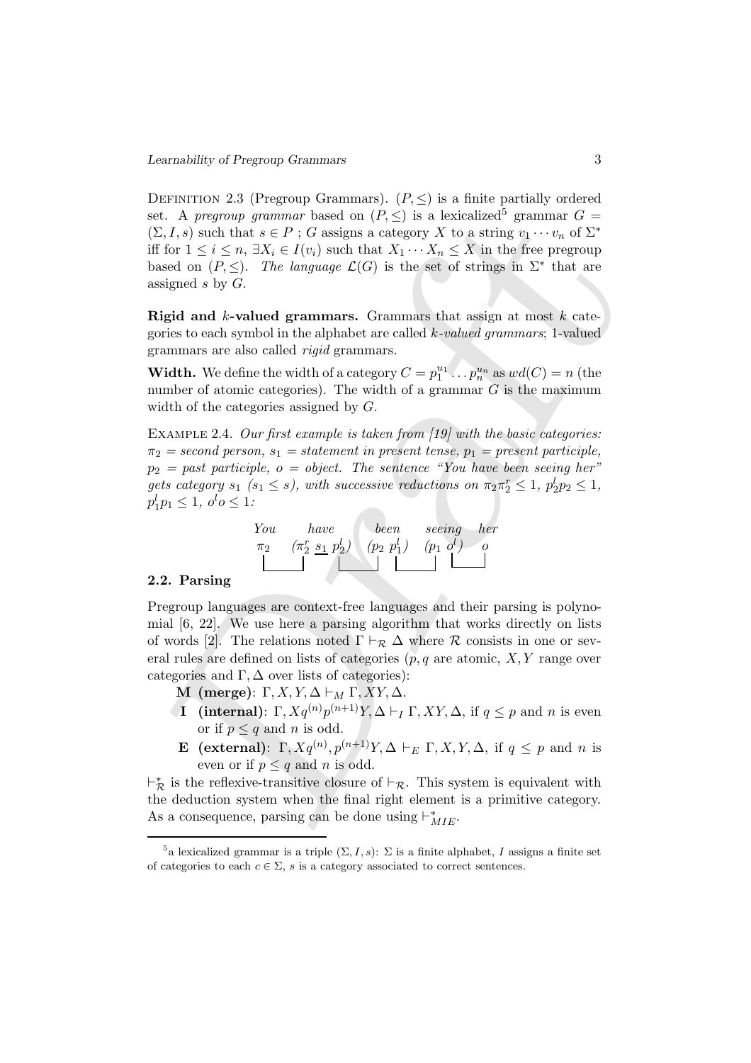Definition 2.3 (Pregroup Grammars). $(P, \leq)$ is a finite partially ordered set. A *pregroup grammar* based on $(P, \leq)$ is a lexicalized[5] grammar $G = (\Sigma, I, s)$ such that $s \in P$ ; $G$ assigns a category $X$ to a string $v_1 \cdots v_n$ of $\Sigma^*$ iff for $1 \leq i \leq n$, $\exists X_i \in I(v_i)$ such that $X_1 \cdots X_n \leq X$ in the free pregroup based on $(P, \leq)$. *The language* $\mathcal{L}(G)$ is the set of strings in $\Sigma^*$ that are assigned $s$ by $G$.

**Rigid and $k$-valued grammars.** Grammars that assign at most $k$ categories to each symbol in the alphabet are called *$k$-valued grammars*; 1-valued grammars are also called *rigid* grammars.

**Width.** We define the width of a category $C = p_1^{u_1} \ldots p_n^{u_n}$ as $wd(C) = n$ (the number of atomic categories). The width of a grammar $G$ is the maximum width of the categories assigned by $G$.

Example 2.4. *Our first example is taken from [19] with the basic categories: $\pi_2$ = second person, $s_1$ = statement in present tense, $p_1$ = present participle, $p_2$ = past participle, $o$ = object. The sentence "You have been seeing her" gets category $s_1$ ($s_1 \leq s$), with successive reductions on $\pi_2 \pi_2^r \leq 1$, $p_2^l p_2 \leq 1$, $p_1^l p_1 \leq 1$, $o^l o \leq 1$:*

$$\begin{array}{ccccc} \textit{You} & \textit{have} & \textit{been} & \textit{seeing} & \textit{her} \\ \pi_2 & (\pi_2^r \ \underline{s_1} \ p_2^l) & (p_2 \ p_1^l) & (p_1 \ o^l) & o \end{array}$$

### 2.2. Parsing

Pregroup languages are context-free languages and their parsing is polynomial [6, 22]. We use here a parsing algorithm that works directly on lists of words [2]. The relations noted $\Gamma \vdash_{\mathcal{R}} \Delta$ where $\mathcal{R}$ consists in one or several rules are defined on lists of categories ($p, q$ are atomic, $X, Y$ range over categories and $\Gamma, \Delta$ over lists of categories):

- **M (merge)**: $\Gamma, X, Y, \Delta \vdash_M \Gamma, XY, \Delta$.
- **I (internal)**: $\Gamma, Xq^{(n)}p^{(n+1)}Y, \Delta \vdash_I \Gamma, XY, \Delta$, if $q \leq p$ and $n$ is even or if $p \leq q$ and $n$ is odd.
- **E (external)**: $\Gamma, Xq^{(n)}, p^{(n+1)}Y, \Delta \vdash_E \Gamma, X, Y, \Delta$, if $q \leq p$ and $n$ is even or if $p \leq q$ and $n$ is odd.

$\vdash_{\mathcal{R}}^*$ is the reflexive-transitive closure of $\vdash_{\mathcal{R}}$. This system is equivalent with the deduction system when the final right element is a primitive category. As a consequence, parsing can be done using $\vdash_{MIE}^*$.

---

[5] a lexicalized grammar is a triple $(\Sigma, I, s)$: $\Sigma$ is a finite alphabet, $I$ assigns a finite set of categories to each $c \in \Sigma$, $s$ is a category associated to correct sentences.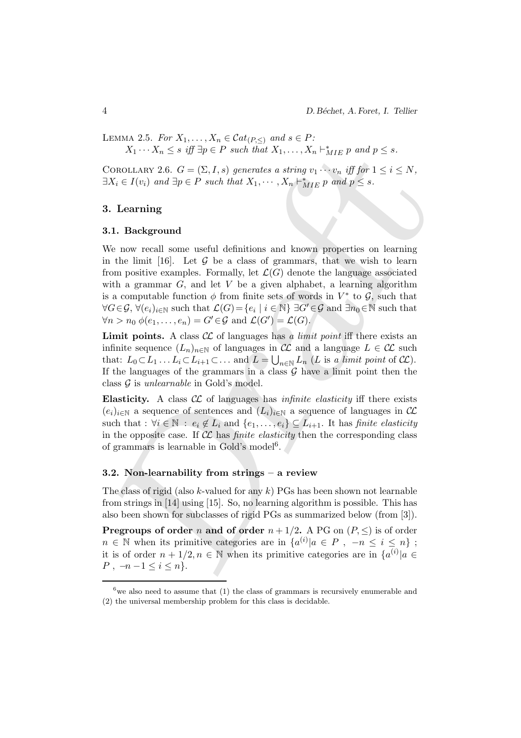LEMMA 2.5. *For* $X_1, \ldots, X_n \in \mathcal{C}at_{(P,\leq)}$ *and* $s \in P$*:*
$X_1 \cdots X_n \leq s$ *iff* $\exists p \in P$ *such that* $X_1, \ldots, X_n \vdash^*_{MIE} p$ *and* $p \leq s$*.*

COROLLARY 2.6. $G = (\Sigma, I, s)$ *generates a string* $v_1 \cdots v_n$ *iff for* $1 \leq i \leq N$*,* $\exists X_i \in I(v_i)$ *and* $\exists p \in P$ *such that* $X_1, \cdots, X_n \vdash^*_{MIE} p$ *and* $p \leq s$*.*

## 3. Learning

### 3.1. Background

We now recall some useful definitions and known properties on learning in the limit [16]. Let $\mathcal{G}$ be a class of grammars, that we wish to learn from positive examples. Formally, let $\mathcal{L}(G)$ denote the language associated with a grammar $G$, and let $V$ be a given alphabet, a learning algorithm is a computable function $\phi$ from finite sets of words in $V^*$ to $\mathcal{G}$, such that $\forall G \in \mathcal{G}$, $\forall (e_i)_{i \in \mathbb{N}}$ such that $\mathcal{L}(G) = \{e_i \mid i \in \mathbb{N}\}$ $\exists G' \in \mathcal{G}$ and $\exists n_0 \in \mathbb{N}$ such that $\forall n > n_0$ $\phi(e_1, \ldots, e_n) = G' \in \mathcal{G}$ and $\mathcal{L}(G') = \mathcal{L}(G)$.

**Limit points.** A class $\mathcal{CL}$ of languages has *a limit point* iff there exists an infinite sequence $(L_n)_{n \in \mathbb{N}}$ of languages in $\mathcal{CL}$ and a language $L \in \mathcal{CL}$ such that: $L_0 \subset L_1 \ldots L_i \subset L_{i+1} \subset \ldots$ and $L = \bigcup_{n \in \mathbb{N}} L_n$ ($L$ is *a limit point* of $\mathcal{CL}$). If the languages of the grammars in a class $\mathcal{G}$ have a limit point then the class $\mathcal{G}$ is *unlearnable* in Gold's model.

**Elasticity.** A class $\mathcal{CL}$ of languages has *infinite elasticity* iff there exists $(e_i)_{i \in \mathbb{N}}$ a sequence of sentences and $(L_i)_{i \in \mathbb{N}}$ a sequence of languages in $\mathcal{CL}$ such that : $\forall i \in \mathbb{N}$ : $e_i \notin L_i$ and $\{e_1, \ldots, e_i\} \subseteq L_{i+1}$. It has *finite elasticity* in the opposite case. If $\mathcal{CL}$ has *finite elasticity* then the corresponding class of grammars is learnable in Gold's model[6].

### 3.2. Non-learnability from strings – a review

The class of rigid (also $k$-valued for any $k$) PGs has been shown not learnable from strings in [14] using [15]. So, no learning algorithm is possible. This has also been shown for subclasses of rigid PGs as summarized below (from [3]).

**Pregroups of order** $n$ **and of order** $n + 1/2$**.** A PG on $(P, \leq)$ is of order $n \in \mathbb{N}$ when its primitive categories are in $\{a^{(i)} | a \in P \ , \ -n \leq i \leq n\}$ ; it is of order $n + 1/2, n \in \mathbb{N}$ when its primitive categories are in $\{a^{(i)} | a \in P \ , \ -n-1 \leq i \leq n\}$.

---

[6] we also need to assume that (1) the class of grammars is recursively enumerable and (2) the universal membership problem for this class is decidable.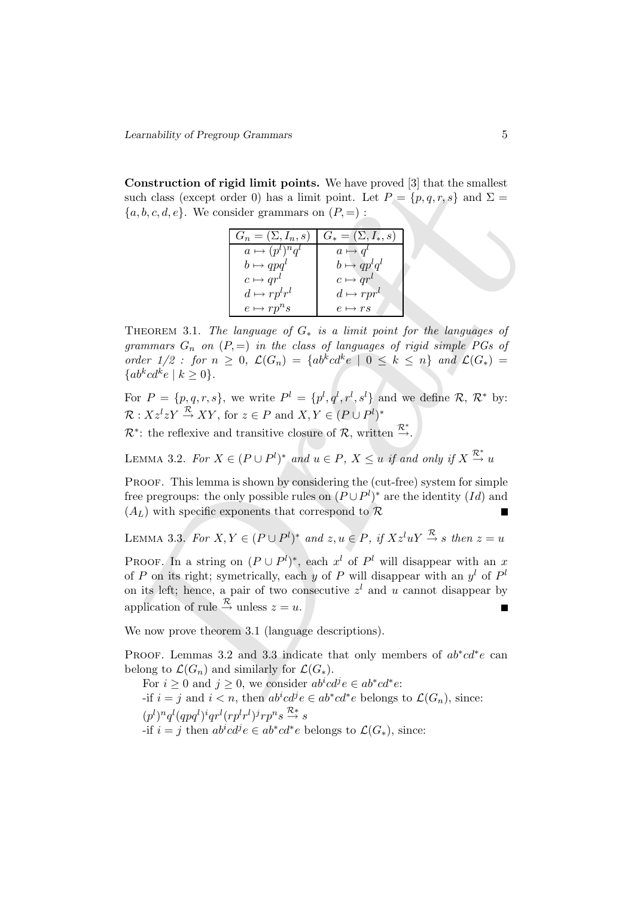**Construction of rigid limit points.** We have proved [3] that the smallest such class (except order 0) has a limit point. Let $P = \{p, q, r, s\}$ and $\Sigma = \{a, b, c, d, e\}$. We consider grammars on $(P, =)$ :

| $G_n = (\Sigma, I_n, s)$ | $G_* = (\Sigma, I_*, s)$ |
|---|---|
| $a \mapsto (p^l)^n q^l$ | $a \mapsto q^l$ |
| $b \mapsto qpq^l$ | $b \mapsto qp^l q^l$ |
| $c \mapsto qr^l$ | $c \mapsto qr^l$ |
| $d \mapsto rp^l r^l$ | $d \mapsto rpr^l$ |
| $e \mapsto rp^n s$ | $e \mapsto rs$ |

Theorem 3.1. *The language of $G_*$ is a limit point for the languages of grammars $G_n$ on $(P, =)$ in the class of languages of rigid simple PGs of order 1/2 : for $n \geq 0$, $\mathcal{L}(G_n) = \{ab^k cd^k e \mid 0 \leq k \leq n\}$ and $\mathcal{L}(G_*) = \{ab^k cd^k e \mid k \geq 0\}$.*

For $P = \{p, q, r, s\}$, we write $P^l = \{p^l, q^l, r^l, s^l\}$ and we define $\mathcal{R}$, $\mathcal{R}^*$ by: $\mathcal{R} : Xz^l zY \xrightarrow{\mathcal{R}} XY$, for $z \in P$ and $X, Y \in (P \cup P^l)^*$

$\mathcal{R}^*$: the reflexive and transitive closure of $\mathcal{R}$, written $\xrightarrow{\mathcal{R}^*}$.

Lemma 3.2. *For $X \in (P \cup P^l)^*$ and $u \in P$, $X \leq u$ if and only if $X \xrightarrow{\mathcal{R}^*} u$*

Proof. This lemma is shown by considering the (cut-free) system for simple free pregroups: the only possible rules on $(P \cup P^l)^*$ are the identity $(Id)$ and $(A_L)$ with specific exponents that correspond to $\mathcal{R}$ ∎

Lemma 3.3. *For $X, Y \in (P \cup P^l)^*$ and $z, u \in P$, if $Xz^l uY \xrightarrow{\mathcal{R}} s$ then $z = u$*

Proof. In a string on $(P \cup P^l)^*$, each $x^l$ of $P^l$ will disappear with an $x$ of $P$ on its right; symetrically, each $y$ of $P$ will disappear with an $y^l$ of $P^l$ on its left; hence, a pair of two consecutive $z^l$ and $u$ cannot disappear by application of rule $\xrightarrow{\mathcal{R}}$ unless $z = u$. ∎

We now prove theorem 3.1 (language descriptions).

Proof. Lemmas 3.2 and 3.3 indicate that only members of $ab^*cd^*e$ can belong to $\mathcal{L}(G_n)$ and similarly for $\mathcal{L}(G_*)$.

For $i \geq 0$ and $j \geq 0$, we consider $ab^i cd^j e \in ab^*cd^*e$:

-if $i = j$ and $i < n$, then $ab^i cd^j e \in ab^*cd^*e$ belongs to $\mathcal{L}(G_n)$, since:

$(p^l)^n q^l (qpq^l)^i qr^l (rp^l r^l)^j rp^n s \xrightarrow{\mathcal{R}^*} s$

-if $i = j$ then $ab^i cd^j e \in ab^*cd^*e$ belongs to $\mathcal{L}(G_*)$, since: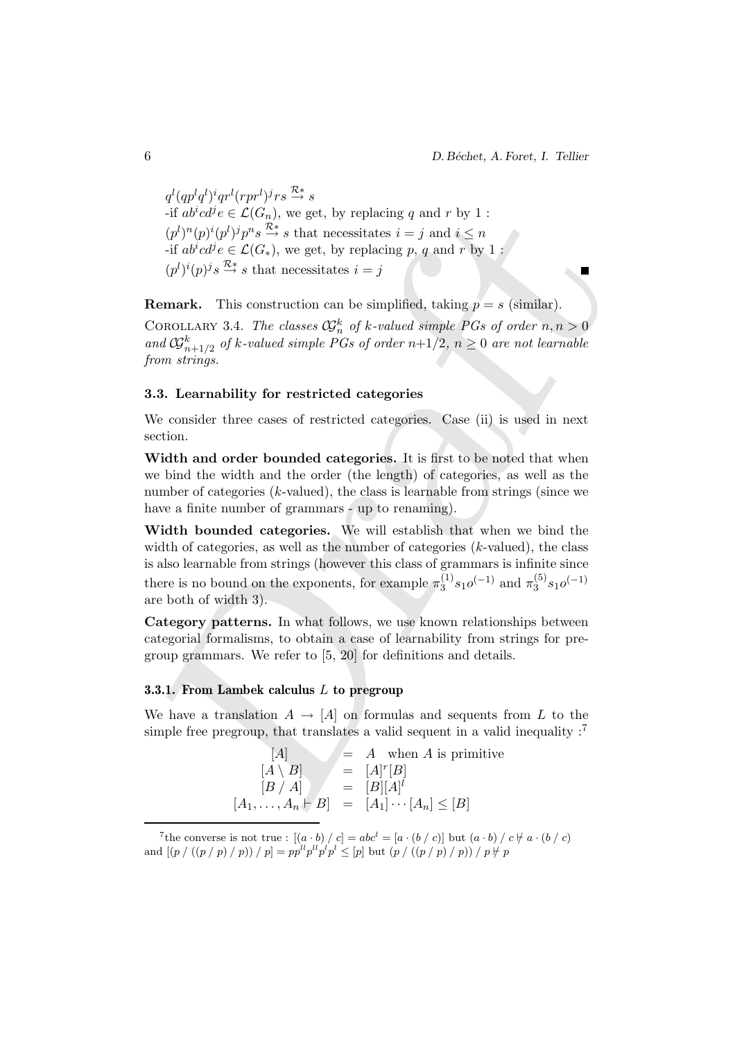$q^l(qp^lq^l)^i qr^l(rpr^l)^j rs \overset{\mathcal{R}*}{\to} s$

-if $ab^icd^je \in \mathcal{L}(G_n)$, we get, by replacing $q$ and $r$ by 1 :

$(p^l)^n(p)^i(p^l)^jp^ns \overset{\mathcal{R}*}{\to} s$ that necessitates $i = j$ and $i \leq n$

-if $ab^icd^je \in \mathcal{L}(G_*)$, we get, by replacing $p$, $q$ and $r$ by 1 :

$(p^l)^i(p)^js \overset{\mathcal{R}*}{\to} s$ that necessitates $i = j$ ∎

**Remark.** This construction can be simplified, taking $p = s$ (similar).

COROLLARY 3.4. *The classes $\mathcal{CG}_n^k$ of k-valued simple PGs of order $n, n > 0$ and $\mathcal{CG}_{n+1/2}^k$ of k-valued simple PGs of order $n+1/2$, $n \geq 0$ are not learnable from strings.*

### 3.3. Learnability for restricted categories

We consider three cases of restricted categories. Case (ii) is used in next section.

**Width and order bounded categories.** It is first to be noted that when we bind the width and the order (the length) of categories, as well as the number of categories ($k$-valued), the class is learnable from strings (since we have a finite number of grammars - up to renaming).

**Width bounded categories.** We will establish that when we bind the width of categories, as well as the number of categories ($k$-valued), the class is also learnable from strings (however this class of grammars is infinite since there is no bound on the exponents, for example $\pi_3^{(1)}s_1o^{(-1)}$ and $\pi_3^{(5)}s_1o^{(-1)}$ are both of width 3).

**Category patterns.** In what follows, we use known relationships between categorial formalisms, to obtain a case of learnability from strings for pregroup grammars. We refer to [5, 20] for definitions and details.

#### 3.3.1. From Lambek calculus $L$ to pregroup

We have a translation $A \to [A]$ on formulas and sequents from $L$ to the simple free pregroup, that translates a valid sequent in a valid inequality :[7]

$$\begin{array}{rcl} [A] & = & A \quad \text{when } A \text{ is primitive} \\ [A \setminus B] & = & [A]^r[B] \\ [B \,/\, A] & = & [B][A]^l \\ [A_1, \ldots, A_n \vdash B] & = & [A_1] \cdots [A_n] \leq [B] \end{array}$$

[7] the converse is not true : $[(a \cdot b) \,/\, c] = abc^l = [a \cdot (b \,/\, c)]$ but $(a \cdot b) \,/\, c \not\vdash a \cdot (b \,/\, c)$ and $[(p \,/\, ((p \,/\, p) \,/\, p)) \,/\, p] = pp^{ll}p^{ll}p^lp^l \leq [p]$ but $(p \,/\, ((p \,/\, p) \,/\, p)) \,/\, p \not\vdash p$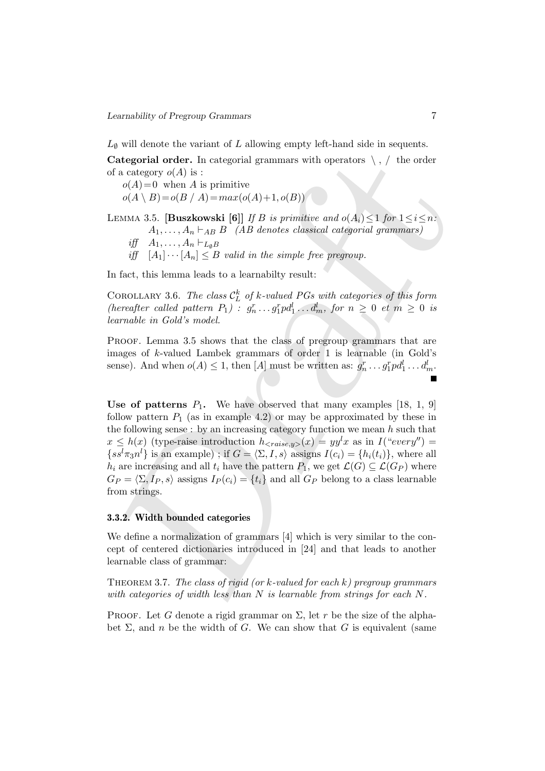$L_\emptyset$ will denote the variant of $L$ allowing empty left-hand side in sequents.

**Categorial order.** In categorial grammars with operators $\backslash$ , $/$ the order of a category $o(A)$ is :

$o(A)=0$ when $A$ is primitive

$o(A \setminus B)=o(B \mathbin{/} A)=max(o(A)+1, o(B))$

LEMMA 3.5. **[Buszkowski [6]]** *If $B$ is primitive and $o(A_i)\leq 1$ for $1\leq i\leq n$:*
$A_1, \dots, A_n \vdash_{AB} B$ *(AB denotes classical categorial grammars)*
*iff* $A_1, \dots, A_n \vdash_{L_\emptyset B}$
*iff* $[A_1]\cdots[A_n] \leq B$ *valid in the simple free pregroup.*

In fact, this lemma leads to a learnabilty result:

COROLLARY 3.6. *The class $\mathcal{C}_L^k$ of $k$-valued PGs with categories of this form (hereafter called pattern $P_1$) : $g_n^r \dots g_1^r p d_1^l \dots d_m^l$, for $n \geq 0$ et $m \geq 0$ is learnable in Gold's model.*

PROOF. Lemma 3.5 shows that the class of pregroup grammars that are images of $k$-valued Lambek grammars of order 1 is learnable (in Gold's sense). And when $o(A) \leq 1$, then $[A]$ must be written as: $g_n^r \dots g_1^r p d_1^l \dots d_m^l$. ∎

**Use of patterns $P_1$.** We have observed that many examples [18, 1, 9] follow pattern $P_1$ (as in example 4.2) or may be approximated by these in the following sense : by an increasing category function we mean $h$ such that $x \leq h(x)$ (type-raise introduction $h_{<raise,y>}(x) = yy^l x$ as in $I(\text{"}every\text{"}) = \{ss^l\pi_3 n^l\}$ is an example) ; if $G = \langle \Sigma, I, s\rangle$ assigns $I(c_i) = \{h_i(t_i)\}$, where all $h_i$ are increasing and all $t_i$ have the pattern $P_1$, we get $\mathcal{L}(G) \subseteq \mathcal{L}(G_P)$ where $G_P = \langle \Sigma, I_P, s\rangle$ assigns $I_P(c_i) = \{t_i\}$ and all $G_P$ belong to a class learnable from strings.

### 3.3.2. Width bounded categories

We define a normalization of grammars [4] which is very similar to the concept of centered dictionaries introduced in [24] and that leads to another learnable class of grammar:

THEOREM 3.7. *The class of rigid (or $k$-valued for each $k$) pregroup grammars with categories of width less than $N$ is learnable from strings for each $N$.*

PROOF. Let $G$ denote a rigid grammar on $\Sigma$, let $r$ be the size of the alphabet $\Sigma$, and $n$ be the width of $G$. We can show that $G$ is equivalent (same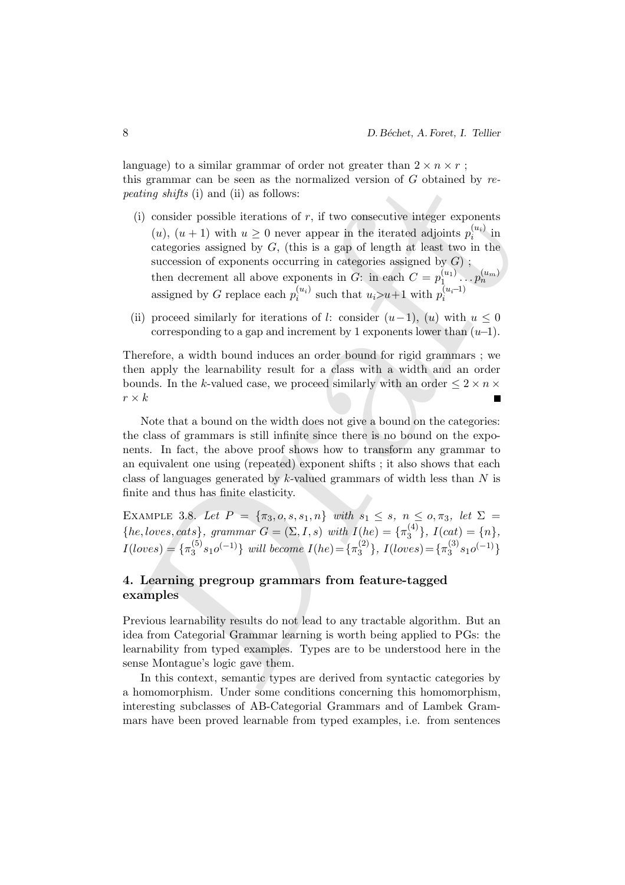language) to a similar grammar of order not greater than $2 \times n \times r$ ; this grammar can be seen as the normalized version of $G$ obtained by *repeating shifts* (i) and (ii) as follows:

(i) consider possible iterations of $r$, if two consecutive integer exponents $(u)$, $(u+1)$ with $u \geq 0$ never appear in the iterated adjoints $p_i^{(u_i)}$ in categories assigned by $G$, (this is a gap of length at least two in the succession of exponents occurring in categories assigned by $G$) ; then decrement all above exponents in $G$: in each $C = p_1^{(u_1)} \ldots p_n^{(u_m)}$ assigned by $G$ replace each $p_i^{(u_i)}$ such that $u_i > u+1$ with $p_i^{(u_i - 1)}$

(ii) proceed similarly for iterations of $l$: consider $(u-1)$, $(u)$ with $u \leq 0$ corresponding to a gap and increment by 1 exponents lower than $(u–1)$.

Therefore, a width bound induces an order bound for rigid grammars ; we then apply the learnability result for a class with a width and an order bounds. In the $k$-valued case, we proceed similarly with an order $\leq 2 \times n \times r \times k$ ∎

Note that a bound on the width does not give a bound on the categories: the class of grammars is still infinite since there is no bound on the exponents. In fact, the above proof shows how to transform any grammar to an equivalent one using (repeated) exponent shifts ; it also shows that each class of languages generated by $k$-valued grammars of width less than $N$ is finite and thus has finite elasticity.

EXAMPLE 3.8. *Let* $P = \{\pi_3, o, s, s_1, n\}$ *with* $s_1 \leq s$, $n \leq o, \pi_3$, *let* $\Sigma = \{he, loves, cats\}$, *grammar* $G = (\Sigma, I, s)$ *with* $I(he) = \{\pi_3^{(4)}\}$, $I(cat) = \{n\}$, $I(loves) = \{\pi_3^{(5)} s_1 o^{(-1)}\}$ *will become* $I(he) = \{\pi_3^{(2)}\}$, $I(loves) = \{\pi_3^{(3)} s_1 o^{(-1)}\}$

## 4. Learning pregroup grammars from feature-tagged examples

Previous learnability results do not lead to any tractable algorithm. But an idea from Categorial Grammar learning is worth being applied to PGs: the learnability from typed examples. Types are to be understood here in the sense Montague's logic gave them.

In this context, semantic types are derived from syntactic categories by a homomorphism. Under some conditions concerning this homomorphism, interesting subclasses of AB-Categorial Grammars and of Lambek Grammars have been proved learnable from typed examples, i.e. from sentences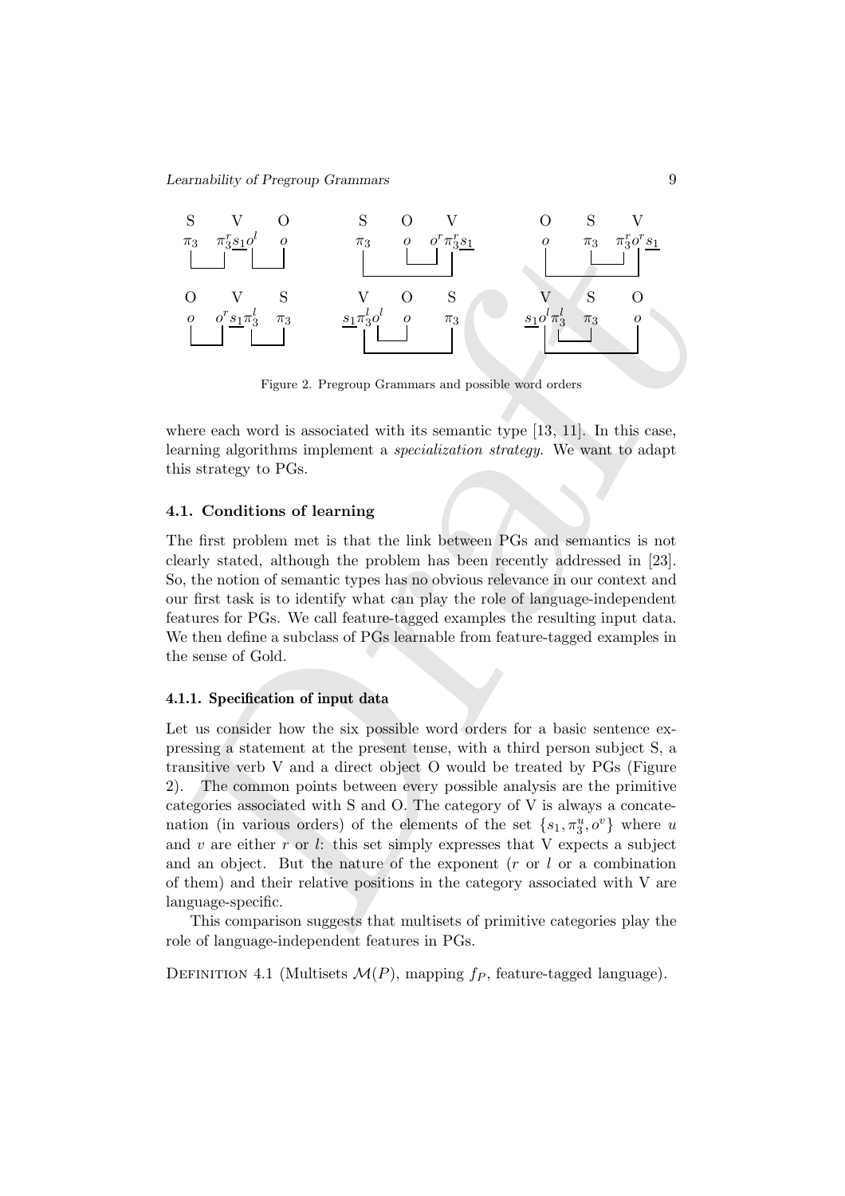| S | V | O |
|---|---|---|
| $\pi_3$ | $\pi_3^r \underline{s_1} o^l$ | $o$ |

| S | O | V |
|---|---|---|
| $\pi_3$ | $o$ | $o^r \pi_3^r \underline{s_1}$ |

| O | S | V |
|---|---|---|
| $o$ | $\pi_3$ | $\pi_3^r o^r \underline{s_1}$ |

| O | V | S |
|---|---|---|
| $o$ | $o^r \underline{s_1} \pi_3^l$ | $\pi_3$ |

| V | O | S |
|---|---|---|
| $\underline{s_1} \pi_3^l o^l$ | $o$ | $\pi_3$ |

| V | S | O |
|---|---|---|
| $\underline{s_1} o^l \pi_3^l$ | $\pi_3$ | $o$ |

Figure 2. Pregroup Grammars and possible word orders

where each word is associated with its semantic type [13, 11]. In this case, learning algorithms implement a *specialization strategy*. We want to adapt this strategy to PGs.

### 4.1. Conditions of learning

The first problem met is that the link between PGs and semantics is not clearly stated, although the problem has been recently addressed in [23]. So, the notion of semantic types has no obvious relevance in our context and our first task is to identify what can play the role of language-independent features for PGs. We call feature-tagged examples the resulting input data. We then define a subclass of PGs learnable from feature-tagged examples in the sense of Gold.

#### 4.1.1. Specification of input data

Let us consider how the six possible word orders for a basic sentence expressing a statement at the present tense, with a third person subject S, a transitive verb V and a direct object O would be treated by PGs (Figure 2). The common points between every possible analysis are the primitive categories associated with S and O. The category of V is always a concatenation (in various orders) of the elements of the set $\{s_1, \pi_3^u, o^v\}$ where $u$ and $v$ are either $r$ or $l$: this set simply expresses that V expects a subject and an object. But the nature of the exponent ($r$ or $l$ or a combination of them) and their relative positions in the category associated with V are language-specific.

This comparison suggests that multisets of primitive categories play the role of language-independent features in PGs.

Definition 4.1 (Multisets $\mathcal{M}(P)$, mapping $f_P$, feature-tagged language).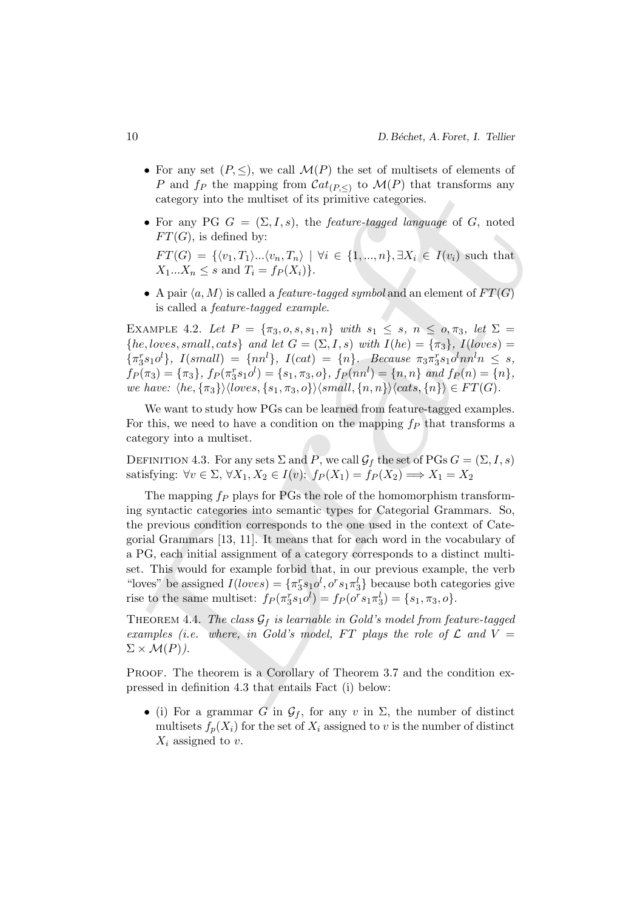- For any set $(P, \leq)$, we call $\mathcal{M}(P)$ the set of multisets of elements of $P$ and $f_P$ the mapping from $\mathcal{C}at_{(P,\leq)}$ to $\mathcal{M}(P)$ that transforms any category into the multiset of its primitive categories.
- For any PG $G = (\Sigma, I, s)$, the *feature-tagged language* of $G$, noted $FT(G)$, is defined by:

  $FT(G) = \{\langle v_1, T_1\rangle ... \langle v_n, T_n\rangle \mid \forall i \in \{1, ..., n\}, \exists X_i \in I(v_i)$ such that $X_1...X_n \leq s$ and $T_i = f_P(X_i)\}$.
- A pair $\langle a, M\rangle$ is called a *feature-tagged symbol* and an element of $FT(G)$ is called a *feature-tagged example*.

EXAMPLE 4.2. *Let* $P = \{\pi_3, o, s, s_1, n\}$ *with* $s_1 \leq s$, $n \leq o, \pi_3$, *let* $\Sigma = \{he, loves, small, cats\}$ *and let* $G = (\Sigma, I, s)$ *with* $I(he) = \{\pi_3\}$, $I(loves) = \{\pi_3^r s_1 o^l\}$, $I(small) = \{nn^l\}$, $I(cat) = \{n\}$. *Because* $\pi_3 \pi_3^r s_1 o^l n n^l n \leq s$, $f_P(\pi_3) = \{\pi_3\}$, $f_P(\pi_3^r s_1 o^l) = \{s_1, \pi_3, o\}$, $f_P(nn^l) = \{n, n\}$ *and* $f_P(n) = \{n\}$, *we have:* $\langle he, \{\pi_3\}\rangle\langle loves, \{s_1, \pi_3, o\}\rangle\langle small, \{n, n\}\rangle\langle cats, \{n\}\rangle \in FT(G)$.

We want to study how PGs can be learned from feature-tagged examples. For this, we need to have a condition on the mapping $f_P$ that transforms a category into a multiset.

DEFINITION 4.3. For any sets $\Sigma$ and $P$, we call $\mathcal{G}_f$ the set of PGs $G = (\Sigma, I, s)$ satisfying: $\forall v \in \Sigma$, $\forall X_1, X_2 \in I(v)$: $f_P(X_1) = f_P(X_2) \Longrightarrow X_1 = X_2$

The mapping $f_P$ plays for PGs the role of the homomorphism transforming syntactic categories into semantic types for Categorial Grammars. So, the previous condition corresponds to the one used in the context of Categorial Grammars [13, 11]. It means that for each word in the vocabulary of a PG, each initial assignment of a category corresponds to a distinct multiset. This would for example forbid that, in our previous example, the verb "loves" be assigned $I(loves) = \{\pi_3^r s_1 o^l, o^r s_1 \pi_3^l\}$ because both categories give rise to the same multiset: $f_P(\pi_3^r s_1 o^l) = f_P(o^r s_1 \pi_3^l) = \{s_1, \pi_3, o\}$.

THEOREM 4.4. *The class* $\mathcal{G}_f$ *is learnable in Gold's model from feature-tagged examples (i.e. where, in Gold's model,* $FT$ *plays the role of* $\mathcal{L}$ *and* $V = \Sigma \times \mathcal{M}(P)$*).*

PROOF. The theorem is a Corollary of Theorem 3.7 and the condition expressed in definition 4.3 that entails Fact (i) below:

- (i) For a grammar $G$ in $\mathcal{G}_f$, for any $v$ in $\Sigma$, the number of distinct multisets $f_p(X_i)$ for the set of $X_i$ assigned to $v$ is the number of distinct $X_i$ assigned to $v$.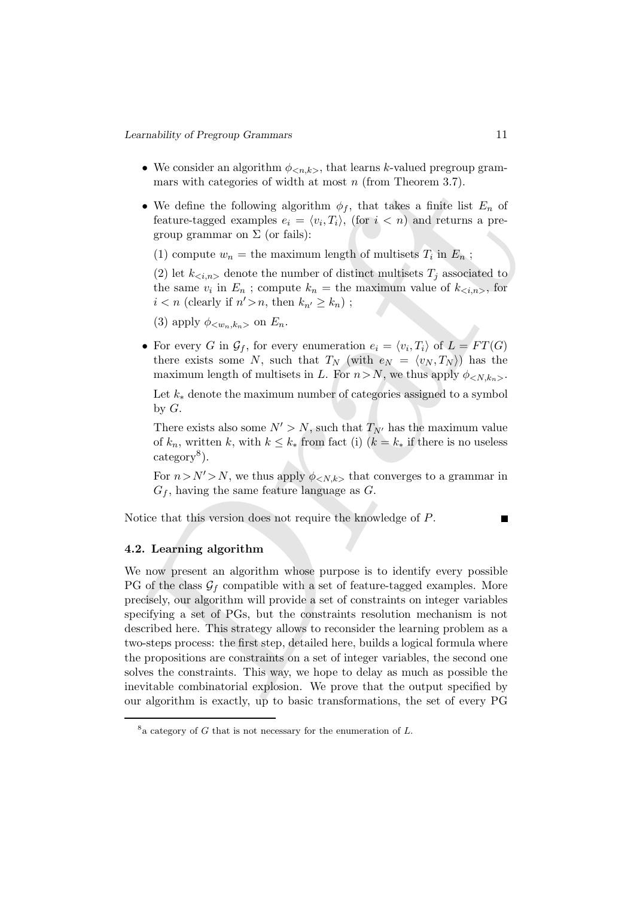- We consider an algorithm $\phi_{<n,k>}$, that learns $k$-valued pregroup grammars with categories of width at most $n$ (from Theorem 3.7).
- We define the following algorithm $\phi_f$, that takes a finite list $E_n$ of feature-tagged examples $e_i = \langle v_i, T_i \rangle$, (for $i < n$) and returns a pregroup grammar on $\Sigma$ (or fails):

  (1) compute $w_n$ = the maximum length of multisets $T_i$ in $E_n$ ;

  (2) let $k_{<i,n>}$ denote the number of distinct multisets $T_j$ associated to the same $v_i$ in $E_n$ ; compute $k_n$ = the maximum value of $k_{<i,n>}$, for $i < n$ (clearly if $n' > n$, then $k_{n'} \geq k_n$) ;

  (3) apply $\phi_{<w_n,k_n>}$ on $E_n$.

- For every $G$ in $\mathcal{G}_f$, for every enumeration $e_i = \langle v_i, T_i \rangle$ of $L = FT(G)$ there exists some $N$, such that $T_N$ (with $e_N = \langle v_N, T_N \rangle$) has the maximum length of multisets in $L$. For $n > N$, we thus apply $\phi_{<N,k_n>}$.

  Let $k_*$ denote the maximum number of categories assigned to a symbol by $G$.

  There exists also some $N' > N$, such that $T_{N'}$ has the maximum value of $k_n$, written $k$, with $k \leq k_*$ from fact (i) ($k = k_*$ if there is no useless category[8]).

  For $n > N' > N$, we thus apply $\phi_{<N,k>}$ that converges to a grammar in $G_f$, having the same feature language as $G$.

Notice that this version does not require the knowledge of $P$. ∎

### 4.2. Learning algorithm

We now present an algorithm whose purpose is to identify every possible PG of the class $\mathcal{G}_f$ compatible with a set of feature-tagged examples. More precisely, our algorithm will provide a set of constraints on integer variables specifying a set of PGs, but the constraints resolution mechanism is not described here. This strategy allows to reconsider the learning problem as a two-steps process: the first step, detailed here, builds a logical formula where the propositions are constraints on a set of integer variables, the second one solves the constraints. This way, we hope to delay as much as possible the inevitable combinatorial explosion. We prove that the output specified by our algorithm is exactly, up to basic transformations, the set of every PG

---

[8] a category of $G$ that is not necessary for the enumeration of $L$.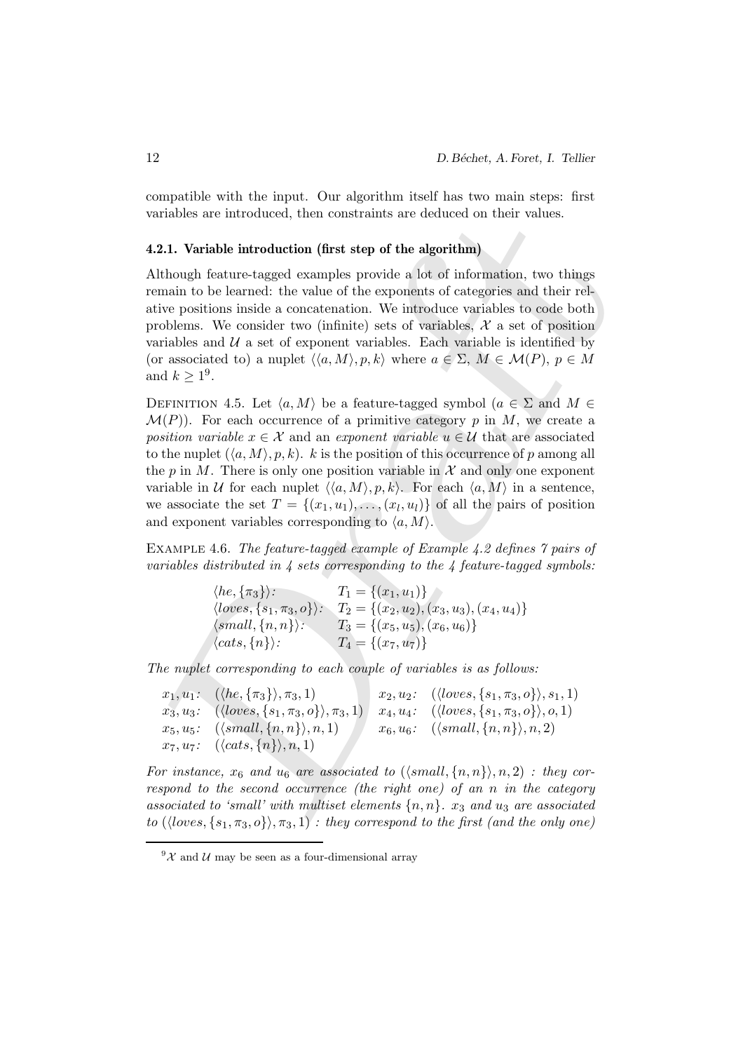compatible with the input. Our algorithm itself has two main steps: first variables are introduced, then constraints are deduced on their values.

### 4.2.1. Variable introduction (first step of the algorithm)

Although feature-tagged examples provide a lot of information, two things remain to be learned: the value of the exponents of categories and their relative positions inside a concatenation. We introduce variables to code both problems. We consider two (infinite) sets of variables, $\mathcal{X}$ a set of position variables and $\mathcal{U}$ a set of exponent variables. Each variable is identified by (or associated to) a nuplet $\langle\langle a, M\rangle, p, k\rangle$ where $a \in \Sigma$, $M \in \mathcal{M}(P)$, $p \in M$ and $k \geq 1$[9].

DEFINITION 4.5. Let $\langle a, M\rangle$ be a feature-tagged symbol ($a \in \Sigma$ and $M \in \mathcal{M}(P)$). For each occurrence of a primitive category $p$ in $M$, we create a *position variable* $x \in \mathcal{X}$ and an *exponent variable* $u \in \mathcal{U}$ that are associated to the nuplet $(\langle a, M\rangle, p, k)$. $k$ is the position of this occurrence of $p$ among all the $p$ in $M$. There is only one position variable in $\mathcal{X}$ and only one exponent variable in $\mathcal{U}$ for each nuplet $\langle\langle a, M\rangle, p, k\rangle$. For each $\langle a, M\rangle$ in a sentence, we associate the set $T = \{(x_1, u_1), \ldots, (x_l, u_l)\}$ of all the pairs of position and exponent variables corresponding to $\langle a, M\rangle$.

EXAMPLE 4.6. *The feature-tagged example of Example 4.2 defines 7 pairs of variables distributed in 4 sets corresponding to the 4 feature-tagged symbols:*

$\langle he, \{\pi_3\}\rangle$: $\quad T_1 = \{(x_1, u_1)\}$
$\langle loves, \{s_1, \pi_3, o\}\rangle$: $\quad T_2 = \{(x_2, u_2), (x_3, u_3), (x_4, u_4)\}$
$\langle small, \{n, n\}\rangle$: $\quad T_3 = \{(x_5, u_5), (x_6, u_6)\}$
$\langle cats, \{n\}\rangle$: $\quad T_4 = \{(x_7, u_7)\}$

*The nuplet corresponding to each couple of variables is as follows:*

$x_1, u_1$: $(\langle he, \{\pi_3\}\rangle, \pi_3, 1)$ $\quad x_2, u_2$: $(\langle loves, \{s_1, \pi_3, o\}\rangle, s_1, 1)$
$x_3, u_3$: $(\langle loves, \{s_1, \pi_3, o\}\rangle, \pi_3, 1)$ $\quad x_4, u_4$: $(\langle loves, \{s_1, \pi_3, o\}\rangle, o, 1)$
$x_5, u_5$: $(\langle small, \{n, n\}\rangle, n, 1)$ $\quad x_6, u_6$: $(\langle small, \{n, n\}\rangle, n, 2)$
$x_7, u_7$: $(\langle cats, \{n\}\rangle, n, 1)$

*For instance, $x_6$ and $u_6$ are associated to $(\langle small, \{n, n\}\rangle, n, 2)$ : they correspond to the second occurrence (the right one) of an $n$ in the category associated to 'small' with multiset elements $\{n, n\}$. $x_3$ and $u_3$ are associated to $(\langle loves, \{s_1, \pi_3, o\}\rangle, \pi_3, 1)$ : they correspond to the first (and the only one)*

[9] $\mathcal{X}$ and $\mathcal{U}$ may be seen as a four-dimensional array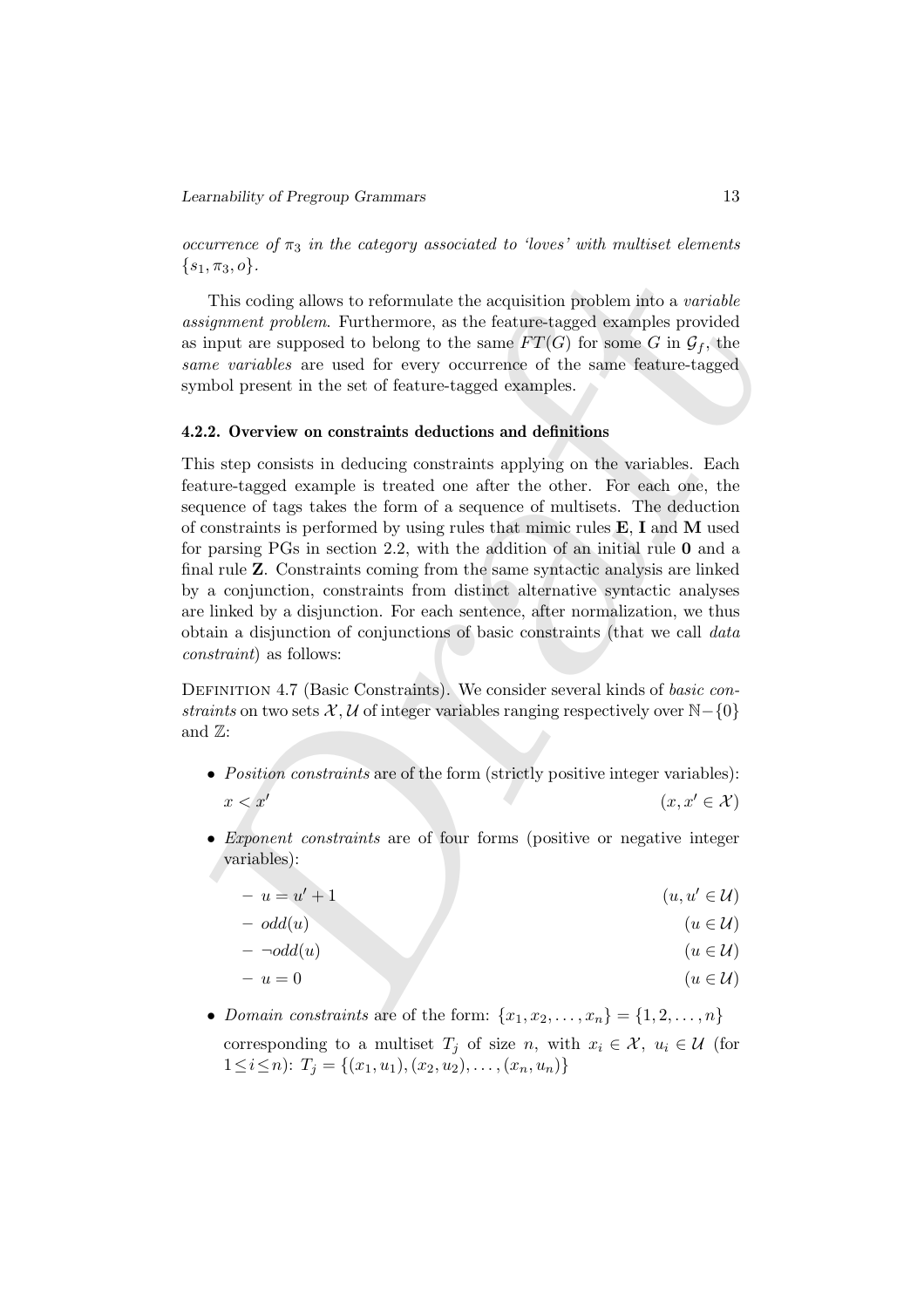*occurrence of $\pi_3$ in the category associated to 'loves' with multiset elements $\{s_1, \pi_3, o\}$.*

This coding allows to reformulate the acquisition problem into a *variable assignment problem*. Furthermore, as the feature-tagged examples provided as input are supposed to belong to the same $FT(G)$ for some $G$ in $\mathcal{G}_f$, the *same variables* are used for every occurrence of the same feature-tagged symbol present in the set of feature-tagged examples.

#### 4.2.2. Overview on constraints deductions and definitions

This step consists in deducing constraints applying on the variables. Each feature-tagged example is treated one after the other. For each one, the sequence of tags takes the form of a sequence of multisets. The deduction of constraints is performed by using rules that mimic rules **E**, **I** and **M** used for parsing PGs in section 2.2, with the addition of an initial rule **0** and a final rule **Z**. Constraints coming from the same syntactic analysis are linked by a conjunction, constraints from distinct alternative syntactic analyses are linked by a disjunction. For each sentence, after normalization, we thus obtain a disjunction of conjunctions of basic constraints (that we call *data constraint*) as follows:

Definition 4.7 (Basic Constraints). We consider several kinds of *basic constraints* on two sets $\mathcal{X}, \mathcal{U}$ of integer variables ranging respectively over $\mathbb{N} - \{0\}$ and $\mathbb{Z}$:

- *Position constraints* are of the form (strictly positive integer variables):
  $x < x'$ $\qquad (x, x' \in \mathcal{X})$
- *Exponent constraints* are of four forms (positive or negative integer variables):
  - $u = u' + 1$ $\qquad (u, u' \in \mathcal{U})$
  - $odd(u)$ $\qquad (u \in \mathcal{U})$
  - $\neg odd(u)$ $\qquad (u \in \mathcal{U})$
  - $u = 0$ $\qquad (u \in \mathcal{U})$
- *Domain constraints* are of the form: $\{x_1, x_2, \ldots, x_n\} = \{1, 2, \ldots, n\}$
  corresponding to a multiset $T_j$ of size $n$, with $x_i \in \mathcal{X},\ u_i \in \mathcal{U}$ (for $1 \leq i \leq n$): $T_j = \{(x_1, u_1), (x_2, u_2), \ldots, (x_n, u_n)\}$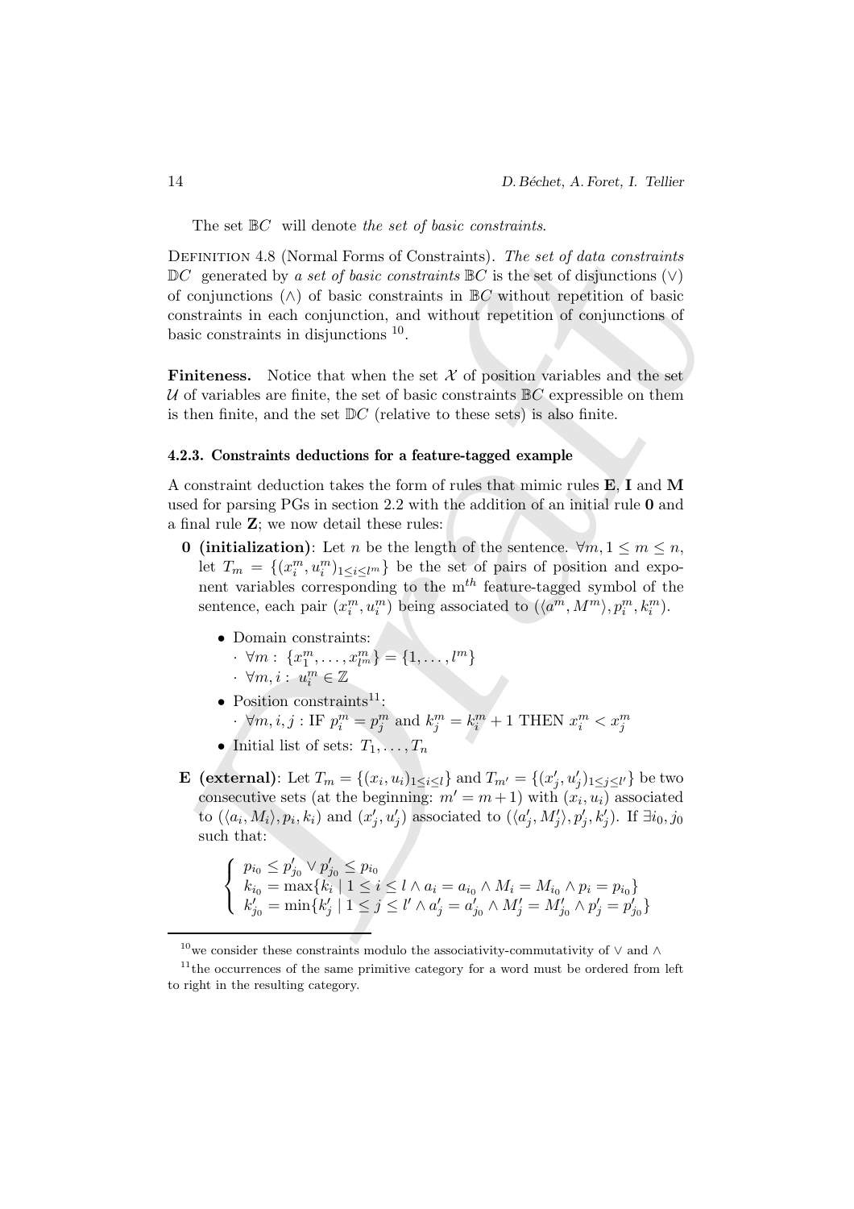The set $\mathbb{B}C$ will denote *the set of basic constraints*.

DEFINITION 4.8 (Normal Forms of Constraints). *The set of data constraints* $\mathbb{D}C$ generated by *a set of basic constraints* $\mathbb{B}C$ is the set of disjunctions ($\vee$) of conjunctions ($\wedge$) of basic constraints in $\mathbb{B}C$ without repetition of basic constraints in each conjunction, and without repetition of conjunctions of basic constraints in disjunctions [10].

**Finiteness.** Notice that when the set $\mathcal{X}$ of position variables and the set $\mathcal{U}$ of variables are finite, the set of basic constraints $\mathbb{B}C$ expressible on them is then finite, and the set $\mathbb{D}C$ (relative to these sets) is also finite.

### 4.2.3. Constraints deductions for a feature-tagged example

A constraint deduction takes the form of rules that mimic rules **E**, **I** and **M** used for parsing PGs in section 2.2 with the addition of an initial rule **0** and a final rule **Z**; we now detail these rules:

- **0 (initialization)**: Let $n$ be the length of the sentence. $\forall m, 1 \leq m \leq n$, let $T_m = \{(x_i^m, u_i^m)_{1 \leq i \leq l^m}\}$ be the set of pairs of position and exponent variables corresponding to the m$^{th}$ feature-tagged symbol of the sentence, each pair $(x_i^m, u_i^m)$ being associated to $(\langle a^m, M^m \rangle, p_i^m, k_i^m)$.
  - Domain constraints:
    - $\cdot\ \forall m: \{x_1^m, \ldots, x_{l^m}^m\} = \{1, \ldots, l^m\}$
    - $\cdot\ \forall m, i: u_i^m \in \mathbb{Z}$
  - Position constraints[11]:
    - $\cdot\ \forall m, i, j$ : IF $p_i^m = p_j^m$ and $k_j^m = k_i^m + 1$ THEN $x_i^m < x_j^m$
  - Initial list of sets: $T_1, \ldots, T_n$

- **E (external)**: Let $T_m = \{(x_i, u_i)_{1 \leq i \leq l}\}$ and $T_{m'} = \{(x'_j, u'_j)_{1 \leq j \leq l'}\}$ be two consecutive sets (at the beginning: $m' = m + 1$) with $(x_i, u_i)$ associated to $(\langle a_i, M_i \rangle, p_i, k_i)$ and $(x'_j, u'_j)$ associated to $(\langle a'_j, M'_j \rangle, p'_j, k'_j)$. If $\exists i_0, j_0$ such that:

$$\left\{ \begin{array}{l} p_{i_0} \leq p'_{j_0} \vee p'_{j_0} \leq p_{i_0} \\ k_{i_0} = \max\{k_i \mid 1 \leq i \leq l \wedge a_i = a_{i_0} \wedge M_i = M_{i_0} \wedge p_i = p_{i_0}\} \\ k'_{j_0} = \min\{k'_j \mid 1 \leq j \leq l' \wedge a'_j = a'_{j_0} \wedge M'_j = M'_{j_0} \wedge p'_j = p'_{j_0}\} \end{array} \right.$$

---

[10] we consider these constraints modulo the associativity-commutativity of $\vee$ and $\wedge$

[11] the occurrences of the same primitive category for a word must be ordered from left to right in the resulting category.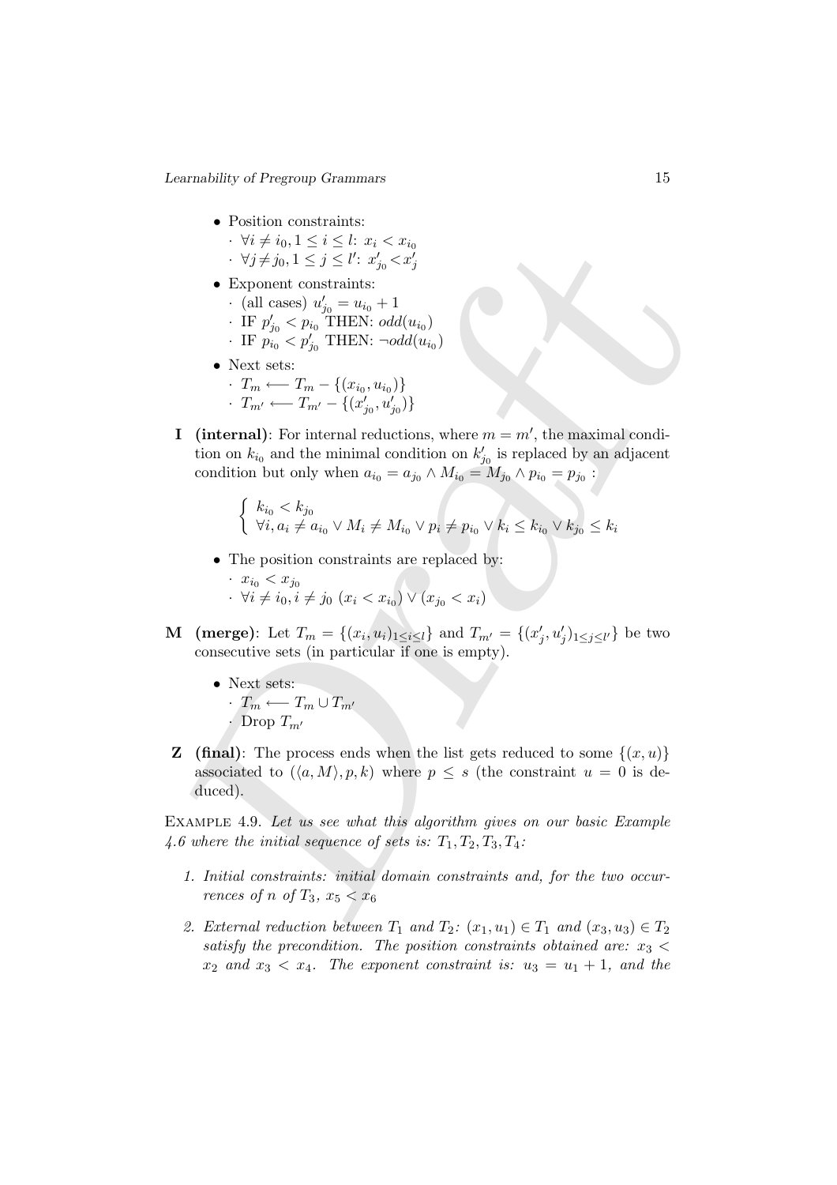- Position constraints:
  - $\forall i \neq i_0, 1 \leq i \leq l$: $x_i < x_{i_0}$
  - $\forall j \neq j_0, 1 \leq j \leq l'$: $x'_{j_0} < x'_j$
- Exponent constraints:
  - (all cases) $u'_{j_0} = u_{i_0} + 1$
  - IF $p'_{j_0} < p_{i_0}$ THEN: $odd(u_{i_0})$
  - IF $p_{i_0} < p'_{j_0}$ THEN: $\neg odd(u_{i_0})$
- Next sets:
  - $T_m \longleftarrow T_m - \{(x_{i_0}, u_{i_0})\}$
  - $T_{m'} \longleftarrow T_{m'} - \{(x'_{j_0}, u'_{j_0})\}$

**I (internal)**: For internal reductions, where $m = m'$, the maximal condition on $k_{i_0}$ and the minimal condition on $k'_{j_0}$ is replaced by an adjacent condition but only when $a_{i_0} = a_{j_0} \wedge M_{i_0} = M_{j_0} \wedge p_{i_0} = p_{j_0}$ :

$$\begin{cases} k_{i_0} < k_{j_0} \\ \forall i, a_i \neq a_{i_0} \vee M_i \neq M_{i_0} \vee p_i \neq p_{i_0} \vee k_i \leq k_{i_0} \vee k_{j_0} \leq k_i \end{cases}$$

- The position constraints are replaced by:
  - $x_{i_0} < x_{j_0}$
  - $\forall i \neq i_0, i \neq j_0$ $(x_i < x_{i_0}) \vee (x_{j_0} < x_i)$

**M (merge)**: Let $T_m = \{(x_i, u_i)_{1 \leq i \leq l}\}$ and $T_{m'} = \{(x'_j, u'_j)_{1 \leq j \leq l'}\}$ be two consecutive sets (in particular if one is empty).

- Next sets:
  - $T_m \longleftarrow T_m \cup T_{m'}$
  - Drop $T_{m'}$

**Z (final)**: The process ends when the list gets reduced to some $\{(x, u)\}$ associated to $(\langle a, M \rangle, p, k)$ where $p \leq s$ (the constraint $u = 0$ is deduced).

EXAMPLE 4.9. *Let us see what this algorithm gives on our basic Example 4.6 where the initial sequence of sets is: $T_1, T_2, T_3, T_4$:*

1. *Initial constraints: initial domain constraints and, for the two occurrences of $n$ of $T_3$, $x_5 < x_6$*
2. *External reduction between $T_1$ and $T_2$: $(x_1, u_1) \in T_1$ and $(x_3, u_3) \in T_2$ satisfy the precondition. The position constraints obtained are: $x_3 < x_2$ and $x_3 < x_4$. The exponent constraint is: $u_3 = u_1 + 1$, and the*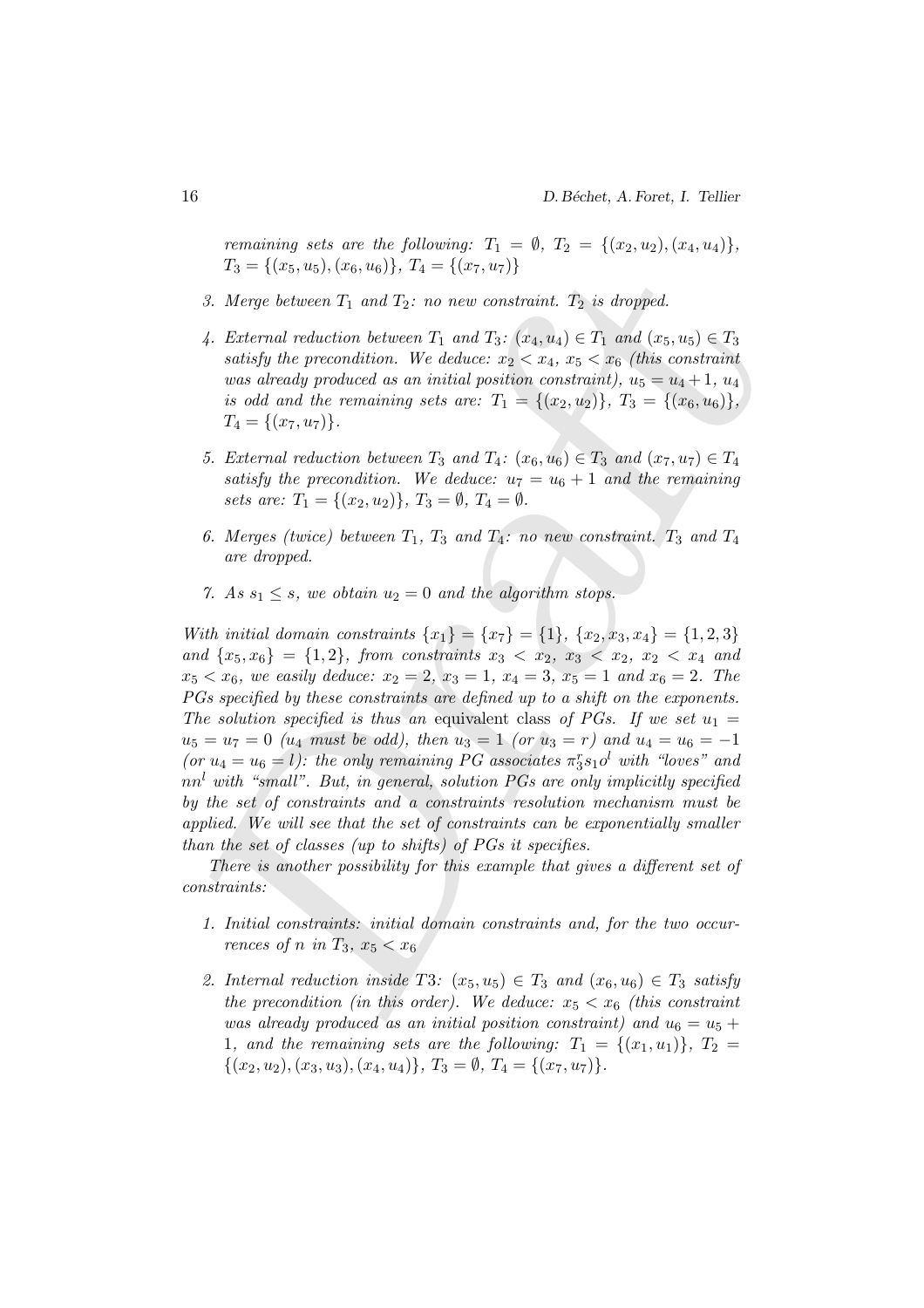*remaining sets are the following:* $T_1 = \emptyset$*,* $T_2 = \{(x_2, u_2), (x_4, u_4)\}$*,* $T_3 = \{(x_5, u_5), (x_6, u_6)\}$*,* $T_4 = \{(x_7, u_7)\}$

3. *Merge between* $T_1$ *and* $T_2$*: no new constraint.* $T_2$ *is dropped.*

4. *External reduction between* $T_1$ *and* $T_3$*:* $(x_4, u_4) \in T_1$ *and* $(x_5, u_5) \in T_3$ *satisfy the precondition. We deduce:* $x_2 < x_4$*,* $x_5 < x_6$ *(this constraint was already produced as an initial position constraint),* $u_5 = u_4 + 1$*,* $u_4$ *is odd and the remaining sets are:* $T_1 = \{(x_2, u_2)\}$*,* $T_3 = \{(x_6, u_6)\}$*,* $T_4 = \{(x_7, u_7)\}$*.*

5. *External reduction between* $T_3$ *and* $T_4$*:* $(x_6, u_6) \in T_3$ *and* $(x_7, u_7) \in T_4$ *satisfy the precondition. We deduce:* $u_7 = u_6 + 1$ *and the remaining sets are:* $T_1 = \{(x_2, u_2)\}$*,* $T_3 = \emptyset$*,* $T_4 = \emptyset$*.*

6. *Merges (twice) between* $T_1$*,* $T_3$ *and* $T_4$*: no new constraint.* $T_3$ *and* $T_4$ *are dropped.*

7. *As* $s_1 \leq s$*, we obtain* $u_2 = 0$ *and the algorithm stops.*

*With initial domain constraints* $\{x_1\} = \{x_7\} = \{1\}$*,* $\{x_2, x_3, x_4\} = \{1, 2, 3\}$ *and* $\{x_5, x_6\} = \{1, 2\}$*, from constraints* $x_3 < x_2$*,* $x_3 < x_2$*,* $x_2 < x_4$ *and* $x_5 < x_6$*, we easily deduce:* $x_2 = 2$*,* $x_3 = 1$*,* $x_4 = 3$*,* $x_5 = 1$ *and* $x_6 = 2$*. The PGs specified by these constraints are defined up to a shift on the exponents. The solution specified is thus an* equivalent *class of PGs. If we set* $u_1 = u_5 = u_7 = 0$ *(*$u_4$ *must be odd), then* $u_3 = 1$ *(or* $u_3 = r$*) and* $u_4 = u_6 = -1$ *(or* $u_4 = u_6 = l$*): the only remaining PG associates* $\pi_3^r s_1 o^l$ *with "loves" and* $nn^l$ *with "small". But, in general, solution PGs are only implicitly specified by the set of constraints and a constraints resolution mechanism must be applied. We will see that the set of constraints can be exponentially smaller than the set of classes (up to shifts) of PGs it specifies.*

*There is another possibility for this example that gives a different set of constraints:*

1. *Initial constraints: initial domain constraints and, for the two occurrences of* $n$ *in* $T_3$*,* $x_5 < x_6$

2. *Internal reduction inside* $T3$*:* $(x_5, u_5) \in T_3$ *and* $(x_6, u_6) \in T_3$ *satisfy the precondition (in this order). We deduce:* $x_5 < x_6$ *(this constraint was already produced as an initial position constraint) and* $u_6 = u_5 + 1$*, and the remaining sets are the following:* $T_1 = \{(x_1, u_1)\}$*,* $T_2 = \{(x_2, u_2), (x_3, u_3), (x_4, u_4)\}$*,* $T_3 = \emptyset$*,* $T_4 = \{(x_7, u_7)\}$*.*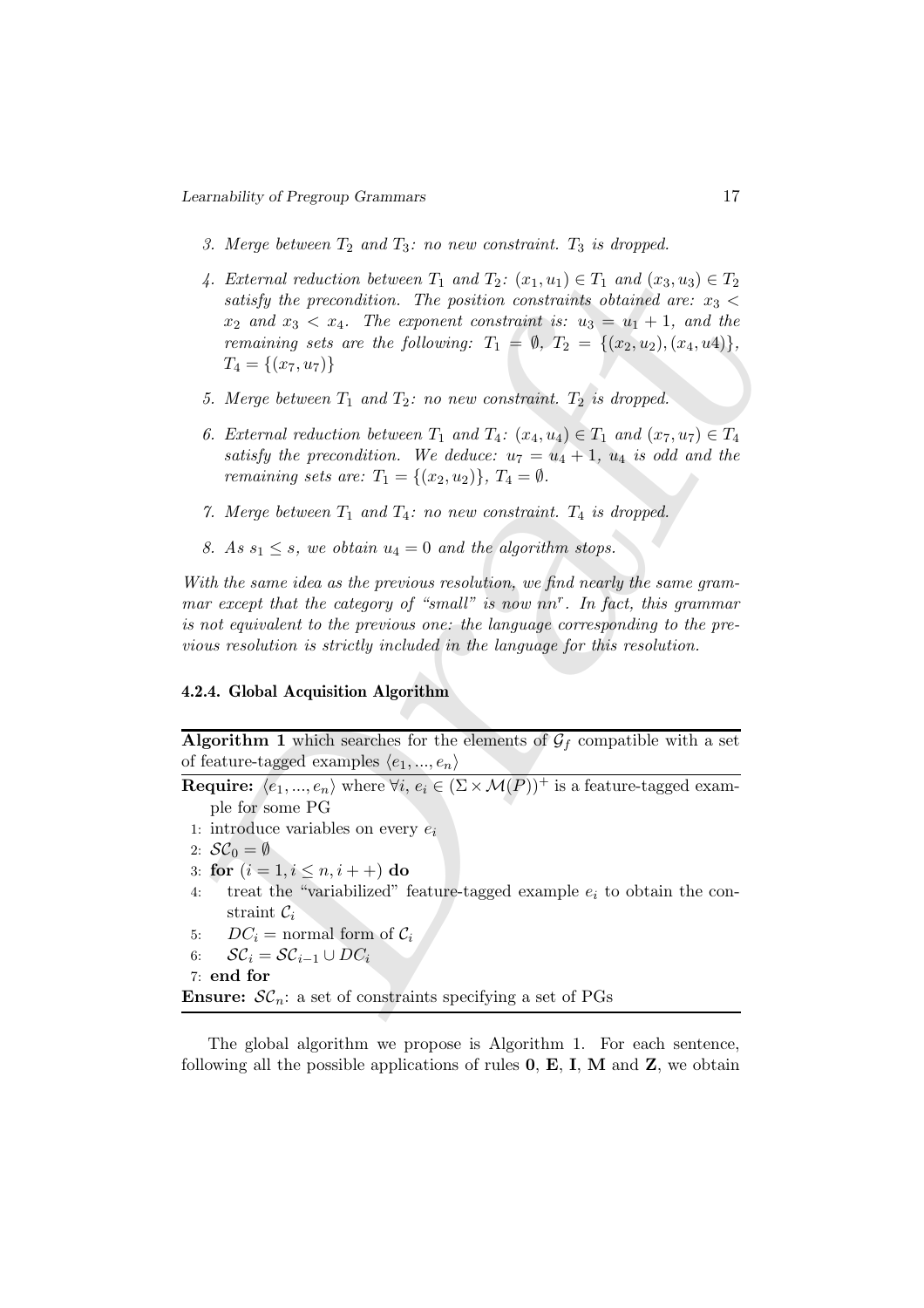3. *Merge between $T_2$ and $T_3$: no new constraint. $T_3$ is dropped.*

4. *External reduction between $T_1$ and $T_2$: $(x_1, u_1) \in T_1$ and $(x_3, u_3) \in T_2$ satisfy the precondition. The position constraints obtained are: $x_3 < x_2$ and $x_3 < x_4$. The exponent constraint is: $u_3 = u_1 + 1$, and the remaining sets are the following: $T_1 = \emptyset$, $T_2 = \{(x_2, u_2), (x_4, u4)\}$, $T_4 = \{(x_7, u_7)\}$*

5. *Merge between $T_1$ and $T_2$: no new constraint. $T_2$ is dropped.*

6. *External reduction between $T_1$ and $T_4$: $(x_4, u_4) \in T_1$ and $(x_7, u_7) \in T_4$ satisfy the precondition. We deduce: $u_7 = u_4 + 1$, $u_4$ is odd and the remaining sets are: $T_1 = \{(x_2, u_2)\}$, $T_4 = \emptyset$.*

7. *Merge between $T_1$ and $T_4$: no new constraint. $T_4$ is dropped.*

8. *As $s_1 \leq s$, we obtain $u_4 = 0$ and the algorithm stops.*

*With the same idea as the previous resolution, we find nearly the same grammar except that the category of "small" is now $nn^r$. In fact, this grammar is not equivalent to the previous one: the language corresponding to the previous resolution is strictly included in the language for this resolution.*

#### 4.2.4. Global Acquisition Algorithm

**Algorithm 1** which searches for the elements of $\mathcal{G}_f$ compatible with a set of feature-tagged examples $\langle e_1, ..., e_n \rangle$

**Require:** $\langle e_1, ..., e_n \rangle$ where $\forall i$, $e_i \in (\Sigma \times \mathcal{M}(P))^+$ is a feature-tagged example for some PG

```
1: introduce variables on every e_i
2: SC_0 = ∅
3: for (i = 1, i ≤ n, i++) do
4:     treat the "variabilized" feature-tagged example e_i to obtain the constraint C_i
5:     DC_i = normal form of C_i
6:     SC_i = SC_{i-1} ∪ DC_i
7: end for
```

**Ensure:** $\mathcal{SC}_n$: a set of constraints specifying a set of PGs

The global algorithm we propose is Algorithm 1. For each sentence, following all the possible applications of rules **0**, **E**, **I**, **M** and **Z**, we obtain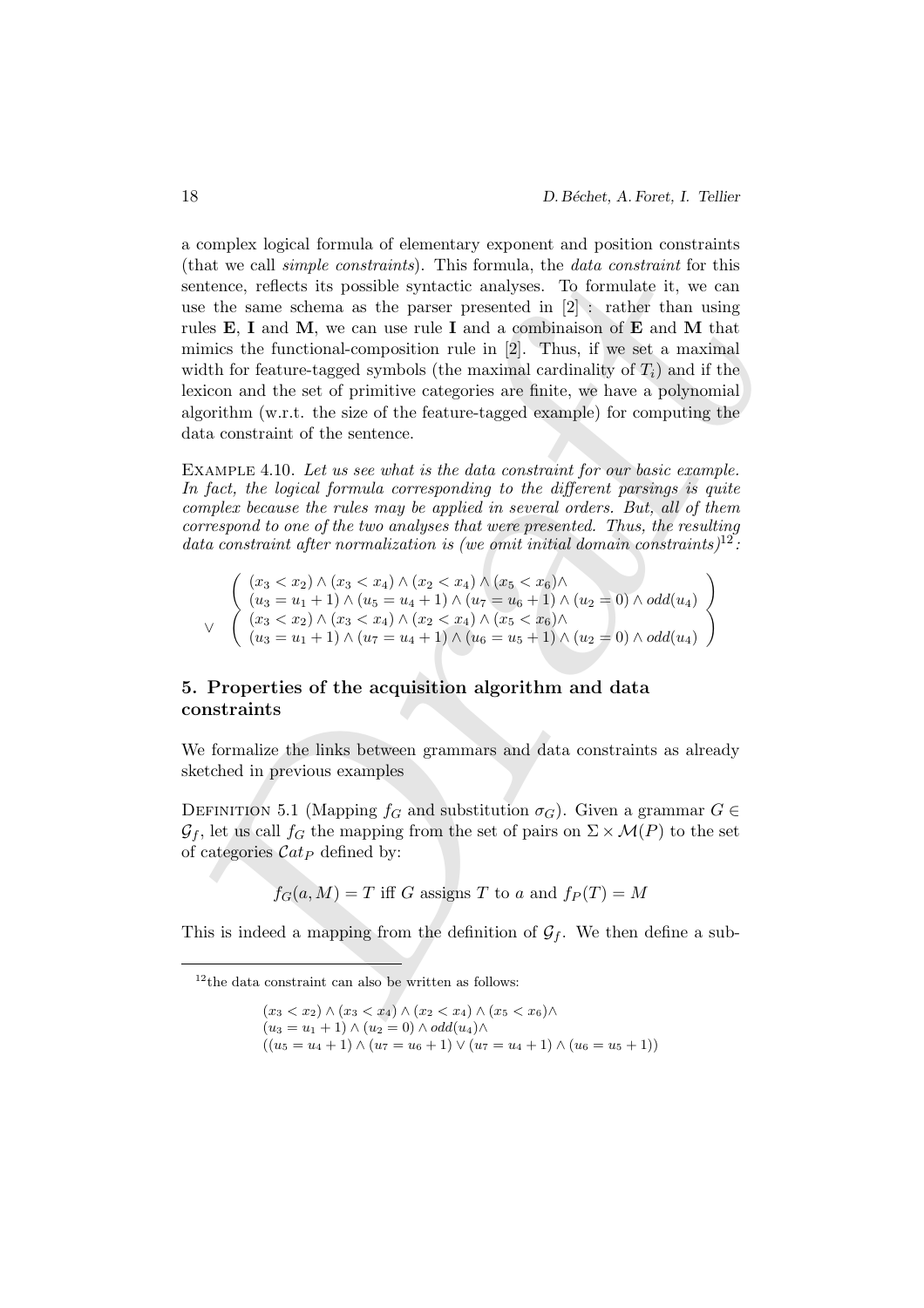a complex logical formula of elementary exponent and position constraints (that we call *simple constraints*). This formula, the *data constraint* for this sentence, reflects its possible syntactic analyses. To formulate it, we can use the same schema as the parser presented in [2] : rather than using rules **E**, **I** and **M**, we can use rule **I** and a combinaison of **E** and **M** that mimics the functional-composition rule in [2]. Thus, if we set a maximal width for feature-tagged symbols (the maximal cardinality of $T_i$) and if the lexicon and the set of primitive categories are finite, we have a polynomial algorithm (w.r.t. the size of the feature-tagged example) for computing the data constraint of the sentence.

Example 4.10. *Let us see what is the data constraint for our basic example. In fact, the logical formula corresponding to the different parsings is quite complex because the rules may be applied in several orders. But, all of them correspond to one of the two analyses that were presented. Thus, the resulting data constraint after normalization is (we omit initial domain constraints)*[12]*:*

$$
\begin{array}{l}
\left(\begin{array}{l}(x_3 < x_2) \wedge (x_3 < x_4) \wedge (x_2 < x_4) \wedge (x_5 < x_6) \wedge \\ (u_3 = u_1 + 1) \wedge (u_5 = u_4 + 1) \wedge (u_7 = u_6 + 1) \wedge (u_2 = 0) \wedge odd(u_4)\end{array}\right) \\
\vee \left(\begin{array}{l}(x_3 < x_2) \wedge (x_3 < x_4) \wedge (x_2 < x_4) \wedge (x_5 < x_6) \wedge \\ (u_3 = u_1 + 1) \wedge (u_7 = u_4 + 1) \wedge (u_6 = u_5 + 1) \wedge (u_2 = 0) \wedge odd(u_4)\end{array}\right)
\end{array}
$$

## 5. Properties of the acquisition algorithm and data constraints

We formalize the links between grammars and data constraints as already sketched in previous examples

Definition 5.1 (Mapping $f_G$ and substitution $\sigma_G$). Given a grammar $G \in \mathcal{G}_f$, let us call $f_G$ the mapping from the set of pairs on $\Sigma \times \mathcal{M}(P)$ to the set of categories $\mathcal{C}at_P$ defined by:

$$f_G(a, M) = T \text{ iff } G \text{ assigns } T \text{ to } a \text{ and } f_P(T) = M$$

This is indeed a mapping from the definition of $\mathcal{G}_f$. We then define a sub-

[12] the data constraint can also be written as follows:

$$
\begin{array}{l}
(x_3 < x_2) \wedge (x_3 < x_4) \wedge (x_2 < x_4) \wedge (x_5 < x_6) \wedge \\
(u_3 = u_1 + 1) \wedge (u_2 = 0) \wedge odd(u_4) \wedge \\
((u_5 = u_4 + 1) \wedge (u_7 = u_6 + 1) \vee (u_7 = u_4 + 1) \wedge (u_6 = u_5 + 1))
\end{array}
$$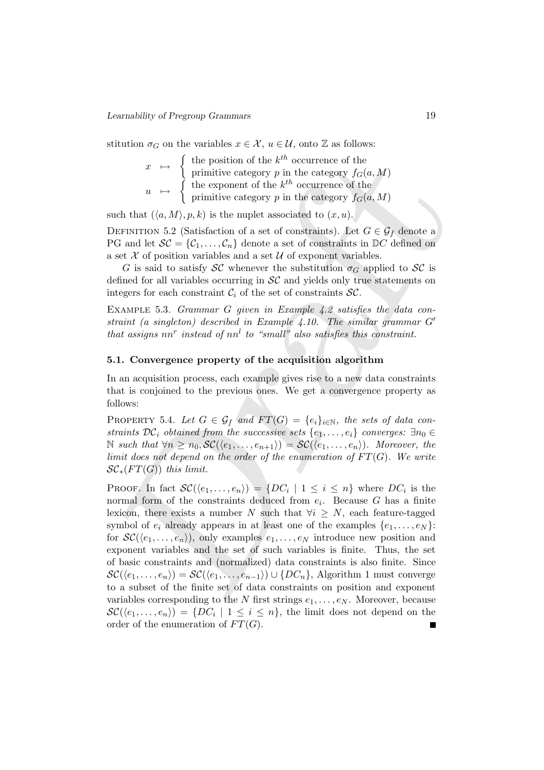stitution $\sigma_G$ on the variables $x \in \mathcal{X}$, $u \in \mathcal{U}$, onto $\mathbb{Z}$ as follows:

$$
\begin{array}{lll}
x & \mapsto & \left\{ \begin{array}{l} \text{the position of the } k^{th} \text{ occurrence of the} \\ \text{primitive category } p \text{ in the category } f_G(a, M) \end{array} \right. \\
u & \mapsto & \left\{ \begin{array}{l} \text{the exponent of the } k^{th} \text{ occurrence of the} \\ \text{primitive category } p \text{ in the category } f_G(a, M) \end{array} \right.
\end{array}
$$

such that $(\langle a, M\rangle, p, k)$ is the nuplet associated to $(x, u)$.

DEFINITION 5.2 (Satisfaction of a set of constraints). Let $G \in \mathcal{G}_f$ denote a PG and let $\mathcal{SC} = \{\mathcal{C}_1, \ldots, \mathcal{C}_n\}$ denote a set of constraints in $\mathbb{D}C$ defined on a set $\mathcal{X}$ of position variables and a set $\mathcal{U}$ of exponent variables.

$G$ is said to satisfy $\mathcal{SC}$ whenever the substitution $\sigma_G$ applied to $\mathcal{SC}$ is defined for all variables occurring in $\mathcal{SC}$ and yields only true statements on integers for each constraint $\mathcal{C}_i$ of the set of constraints $\mathcal{SC}$.

EXAMPLE 5.3. *Grammar $G$ given in Example 4.2 satisfies the data constraint (a singleton) described in Example 4.10. The similar grammar $G'$ that assigns $nn^r$ instead of $nn^l$ to "small" also satisfies this constraint.*

## 5.1. Convergence property of the acquisition algorithm

In an acquisition process, each example gives rise to a new data constraints that is conjoined to the previous ones. We get a convergence property as follows:

PROPERTY 5.4. *Let $G \in \mathcal{G}_f$ and $FT(G) = \{e_i\}_{i\in\mathbb{N}}$, the sets of data constraints $\mathcal{DC}_i$ obtained from the successive sets $\{e_1, \ldots, e_i\}$ converges: $\exists n_0 \in \mathbb{N}$ such that $\forall n \geq n_0, \mathcal{SC}(\langle e_1, \ldots, e_{n+1}\rangle) = \mathcal{SC}(\langle e_1, \ldots, e_n\rangle)$. Moreover, the limit does not depend on the order of the enumeration of $FT(G)$. We write $\mathcal{SC}_*(FT(G))$ this limit.*

PROOF. In fact $\mathcal{SC}(\langle e_1, \ldots, e_n\rangle) = \{DC_i \mid 1 \leq i \leq n\}$ where $DC_i$ is the normal form of the constraints deduced from $e_i$. Because $G$ has a finite lexicon, there exists a number $N$ such that $\forall i \geq N$, each feature-tagged symbol of $e_i$ already appears in at least one of the examples $\{e_1, \ldots, e_N\}$: for $\mathcal{SC}(\langle e_1, \ldots, e_n\rangle)$, only examples $e_1, \ldots, e_N$ introduce new position and exponent variables and the set of such variables is finite. Thus, the set of basic constraints and (normalized) data constraints is also finite. Since $\mathcal{SC}(\langle e_1, \ldots, e_n\rangle) = \mathcal{SC}(\langle e_1, \ldots, e_{n-1}\rangle) \cup \{DC_n\}$, Algorithm 1 must converge to a subset of the finite set of data constraints on position and exponent variables corresponding to the $N$ first strings $e_1, \ldots, e_N$. Moreover, because $\mathcal{SC}(\langle e_1, \ldots, e_n\rangle) = \{DC_i \mid 1 \leq i \leq n\}$, the limit does not depend on the order of the enumeration of $FT(G)$. ∎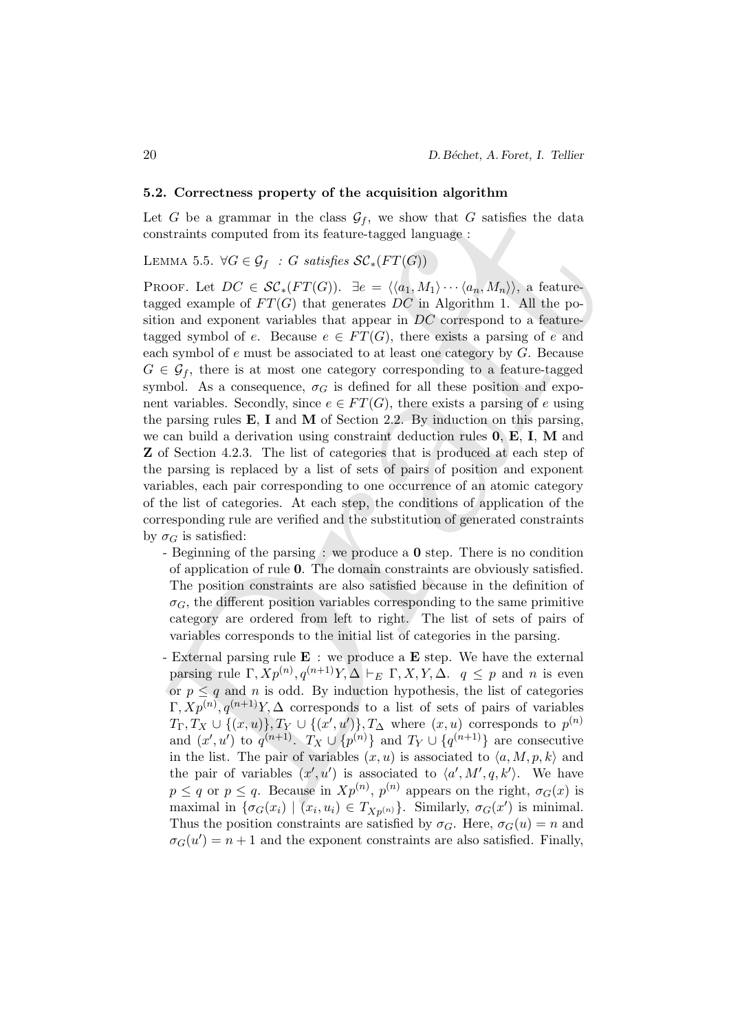### 5.2. Correctness property of the acquisition algorithm

Let $G$ be a grammar in the class $\mathcal{G}_f$, we show that $G$ satisfies the data constraints computed from its feature-tagged language :

LEMMA 5.5. $\forall G \in \mathcal{G}_f$ *: G satisfies* $\mathcal{SC}_*(FT(G))$

PROOF. Let $DC \in \mathcal{SC}_*(FT(G))$. $\exists e = \langle\langle a_1, M_1\rangle \cdots \langle a_n, M_n\rangle\rangle$, a feature-tagged example of $FT(G)$ that generates $DC$ in Algorithm 1. All the position and exponent variables that appear in $DC$ correspond to a feature-tagged symbol of $e$. Because $e \in FT(G)$, there exists a parsing of $e$ and each symbol of $e$ must be associated to at least one category by $G$. Because $G \in \mathcal{G}_f$, there is at most one category corresponding to a feature-tagged symbol. As a consequence, $\sigma_G$ is defined for all these position and exponent variables. Secondly, since $e \in FT(G)$, there exists a parsing of $e$ using the parsing rules **E**, **I** and **M** of Section 2.2. By induction on this parsing, we can build a derivation using constraint deduction rules **0**, **E**, **I**, **M** and **Z** of Section 4.2.3. The list of categories that is produced at each step of the parsing is replaced by a list of sets of pairs of position and exponent variables, each pair corresponding to one occurrence of an atomic category of the list of categories. At each step, the conditions of application of the corresponding rule are verified and the substitution of generated constraints by $\sigma_G$ is satisfied:

- Beginning of the parsing : we produce a **0** step. There is no condition of application of rule **0**. The domain constraints are obviously satisfied. The position constraints are also satisfied because in the definition of $\sigma_G$, the different position variables corresponding to the same primitive category are ordered from left to right. The list of sets of pairs of variables corresponds to the initial list of categories in the parsing.
- External parsing rule **E** : we produce a **E** step. We have the external parsing rule $\Gamma, Xp^{(n)}, q^{(n+1)}Y, \Delta \vdash_E \Gamma, X, Y, \Delta$. $q \leq p$ and $n$ is even or $p \leq q$ and $n$ is odd. By induction hypothesis, the list of categories $\Gamma, Xp^{(n)}, q^{(n+1)}Y, \Delta$ corresponds to a list of sets of pairs of variables $T_\Gamma, T_X \cup \{(x, u)\}, T_Y \cup \{(x', u')\}, T_\Delta$ where $(x, u)$ corresponds to $p^{(n)}$ and $(x', u')$ to $q^{(n+1)}$. $T_X \cup \{p^{(n)}\}$ and $T_Y \cup \{q^{(n+1)}\}$ are consecutive in the list. The pair of variables $(x, u)$ is associated to $\langle a, M, p, k\rangle$ and the pair of variables $(x', u')$ is associated to $\langle a', M', q, k'\rangle$. We have $p \leq q$ or $p \leq q$. Because in $Xp^{(n)}$, $p^{(n)}$ appears on the right, $\sigma_G(x)$ is maximal in $\{\sigma_G(x_i) \mid (x_i, u_i) \in T_{Xp^{(n)}}\}$. Similarly, $\sigma_G(x')$ is minimal. Thus the position constraints are satisfied by $\sigma_G$. Here, $\sigma_G(u) = n$ and $\sigma_G(u') = n + 1$ and the exponent constraints are also satisfied. Finally,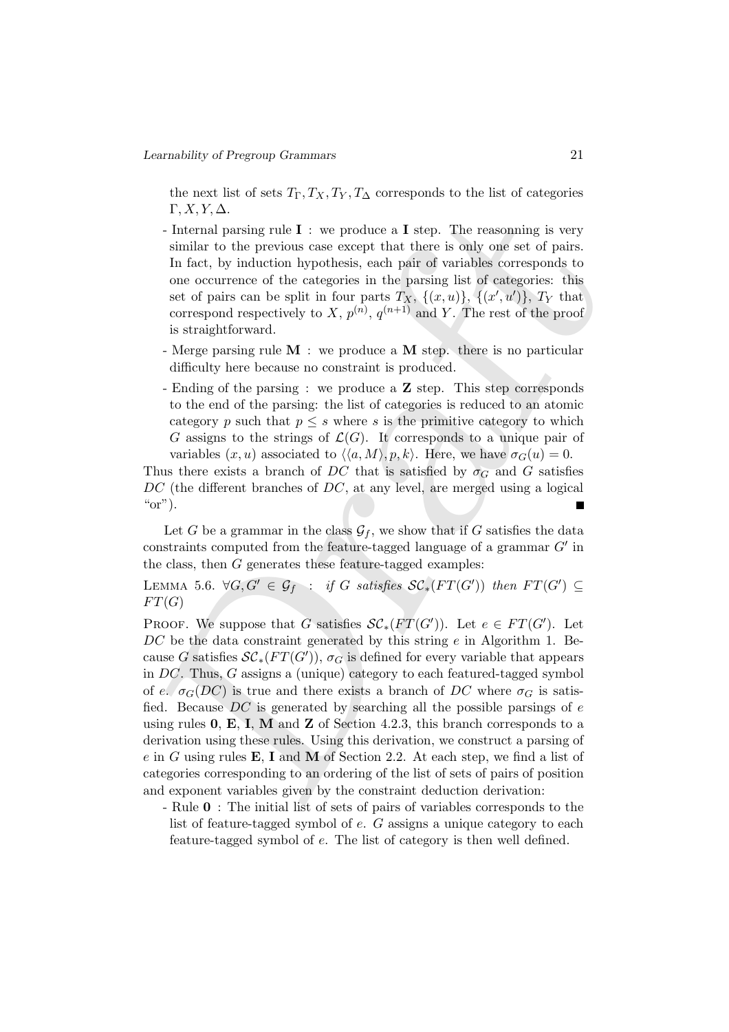the next list of sets $T_\Gamma, T_X, T_Y, T_\Delta$ corresponds to the list of categories $\Gamma, X, Y, \Delta$.

- Internal parsing rule **I** : we produce a **I** step. The reasoning is very similar to the previous case except that there is only one set of pairs. In fact, by induction hypothesis, each pair of variables corresponds to one occurrence of the categories in the parsing list of categories: this set of pairs can be split in four parts $T_X$, $\{(x,u)\}$, $\{(x',u')\}$, $T_Y$ that correspond respectively to $X$, $p^{(n)}$, $q^{(n+1)}$ and $Y$. The rest of the proof is straightforward.
- Merge parsing rule **M** : we produce a **M** step. there is no particular difficulty here because no constraint is produced.
- Ending of the parsing : we produce a **Z** step. This step corresponds to the end of the parsing: the list of categories is reduced to an atomic category $p$ such that $p \leq s$ where $s$ is the primitive category to which $G$ assigns to the strings of $\mathcal{L}(G)$. It corresponds to a unique pair of variables $(x,u)$ associated to $\langle\langle a, M\rangle, p, k\rangle$. Here, we have $\sigma_G(u) = 0$.

Thus there exists a branch of $DC$ that is satisfied by $\sigma_G$ and $G$ satisfies $DC$ (the different branches of $DC$, at any level, are merged using a logical "or"). ∎

Let $G$ be a grammar in the class $\mathcal{G}_f$, we show that if $G$ satisfies the data constraints computed from the feature-tagged language of a grammar $G'$ in the class, then $G$ generates these feature-tagged examples:

LEMMA 5.6. *$\forall G, G' \in \mathcal{G}_f$ : if $G$ satisfies $\mathcal{SC}_*(FT(G'))$ then $FT(G') \subseteq FT(G)$*

PROOF. We suppose that $G$ satisfies $\mathcal{SC}_*(FT(G'))$. Let $e \in FT(G')$. Let $DC$ be the data constraint generated by this string $e$ in Algorithm 1. Because $G$ satisfies $\mathcal{SC}_*(FT(G'))$, $\sigma_G$ is defined for every variable that appears in $DC$. Thus, $G$ assigns a (unique) category to each featured-tagged symbol of $e$. $\sigma_G(DC)$ is true and there exists a branch of $DC$ where $\sigma_G$ is satisfied. Because $DC$ is generated by searching all the possible parsings of $e$ using rules **0**, **E**, **I**, **M** and **Z** of Section 4.2.3, this branch corresponds to a derivation using these rules. Using this derivation, we construct a parsing of $e$ in $G$ using rules **E**, **I** and **M** of Section 2.2. At each step, we find a list of categories corresponding to an ordering of the list of sets of pairs of position and exponent variables given by the constraint deduction derivation:

- Rule **0** : The initial list of sets of pairs of variables corresponds to the list of feature-tagged symbol of $e$. $G$ assigns a unique category to each feature-tagged symbol of $e$. The list of category is then well defined.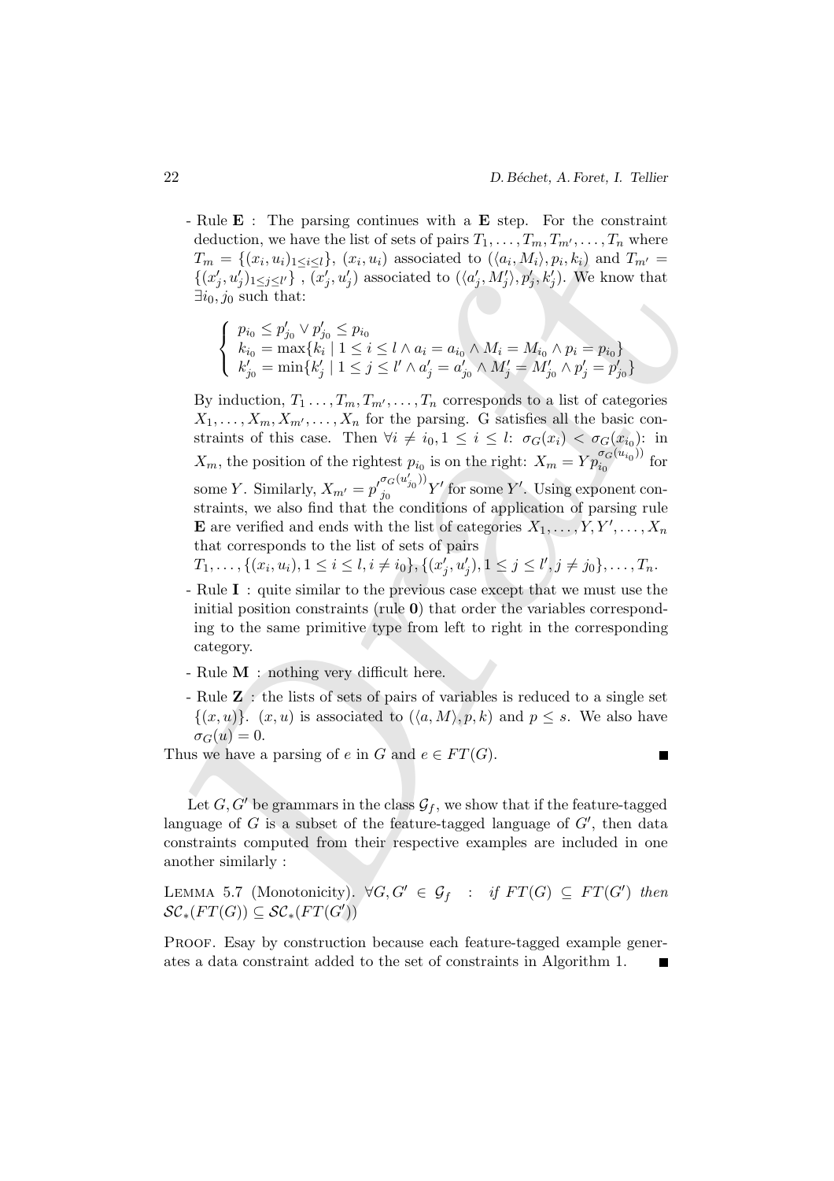- Rule **E** : The parsing continues with a **E** step. For the constraint deduction, we have the list of sets of pairs $T_1, \ldots, T_m, T_{m'}, \ldots, T_n$ where $T_m = \{(x_i, u_i)_{1 \le i \le l}\}$, $(x_i, u_i)$ associated to $(\langle a_i, M_i\rangle, p_i, k_i)$ and $T_{m'} = \{(x'_j, u'_j)_{1 \le j \le l'}\}$ , $(x'_j, u'_j)$ associated to $(\langle a'_j, M'_j\rangle, p'_j, k'_j)$. We know that $\exists i_0, j_0$ such that:

$$\begin{cases} p_{i_0} \le p'_{j_0} \vee p'_{j_0} \le p_{i_0} \\ k_{i_0} = \max\{k_i \mid 1 \le i \le l \wedge a_i = a_{i_0} \wedge M_i = M_{i_0} \wedge p_i = p_{i_0}\} \\ k'_{j_0} = \min\{k'_j \mid 1 \le j \le l' \wedge a'_j = a'_{j_0} \wedge M'_j = M'_{j_0} \wedge p'_j = p'_{j_0}\} \end{cases}$$

  By induction, $T_1 \ldots, T_m, T_{m'}, \ldots, T_n$ corresponds to a list of categories $X_1, \ldots, X_m, X_{m'}, \ldots, X_n$ for the parsing. G satisfies all the basic constraints of this case. Then $\forall i \neq i_0, 1 \le i \le l$: $\sigma_G(x_i) < \sigma_G(x_{i_0})$: in $X_m$, the position of the rightest $p_{i_0}$ is on the right: $X_m = Y p_{i_0}^{\sigma_G(u_{i_0}))}$ for some $Y$. Similarly, $X_{m'} = {p'}_{j_0}^{\sigma_G(u'_{j_0}))} Y'$ for some $Y'$. Using exponent constraints, we also find that the conditions of application of parsing rule **E** are verified and ends with the list of categories $X_1, \ldots, Y, Y', \ldots, X_n$ that corresponds to the list of sets of pairs
  $T_1, \ldots, \{(x_i, u_i), 1 \le i \le l, i \neq i_0\}, \{(x'_j, u'_j), 1 \le j \le l', j \neq j_0\}, \ldots, T_n$.

- Rule **I** : quite similar to the previous case except that we must use the initial position constraints (rule **0**) that order the variables corresponding to the same primitive type from left to right in the corresponding category.

- Rule **M** : nothing very difficult here.

- Rule **Z** : the lists of sets of pairs of variables is reduced to a single set $\{(x, u)\}$. $(x, u)$ is associated to $(\langle a, M\rangle, p, k)$ and $p \le s$. We also have $\sigma_G(u) = 0$.

Thus we have a parsing of $e$ in $G$ and $e \in FT(G)$. ∎

Let $G, G'$ be grammars in the class $\mathcal{G}_f$, we show that if the feature-tagged language of $G$ is a subset of the feature-tagged language of $G'$, then data constraints computed from their respective examples are included in one another similarly :

LEMMA 5.7 (Monotonicity). $\forall G, G' \in \mathcal{G}_f$ : *if* $FT(G) \subseteq FT(G')$ *then* $\mathcal{SC}_*(FT(G)) \subseteq \mathcal{SC}_*(FT(G'))$

PROOF. Esay by construction because each feature-tagged example generates a data constraint added to the set of constraints in Algorithm 1. ∎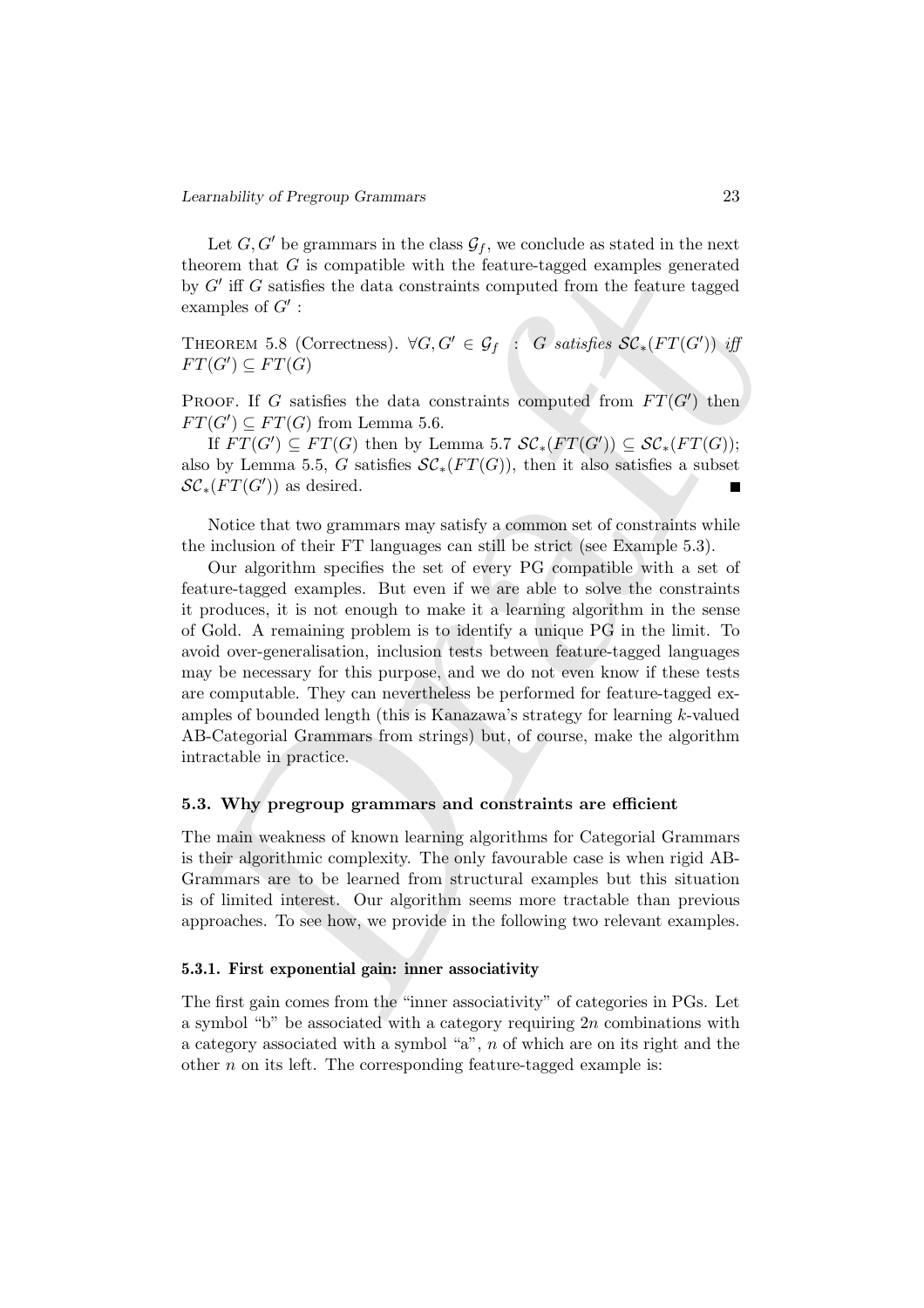Let $G, G'$ be grammars in the class $\mathcal{G}_f$, we conclude as stated in the next theorem that $G$ is compatible with the feature-tagged examples generated by $G'$ iff $G$ satisfies the data constraints computed from the feature tagged examples of $G'$ :

THEOREM 5.8 (Correctness). $\forall G, G' \in \mathcal{G}_f$ : *$G$ satisfies $\mathcal{SC}_*(FT(G'))$ iff $FT(G') \subseteq FT(G)$*

PROOF. If $G$ satisfies the data constraints computed from $FT(G')$ then $FT(G') \subseteq FT(G)$ from Lemma 5.6.

If $FT(G') \subseteq FT(G)$ then by Lemma 5.7 $\mathcal{SC}_*(FT(G')) \subseteq \mathcal{SC}_*(FT(G))$; also by Lemma 5.5, $G$ satisfies $\mathcal{SC}_*(FT(G))$, then it also satisfies a subset $\mathcal{SC}_*(FT(G'))$ as desired. ■

Notice that two grammars may satisfy a common set of constraints while the inclusion of their FT languages can still be strict (see Example 5.3).

Our algorithm specifies the set of every PG compatible with a set of feature-tagged examples. But even if we are able to solve the constraints it produces, it is not enough to make it a learning algorithm in the sense of Gold. A remaining problem is to identify a unique PG in the limit. To avoid over-generalisation, inclusion tests between feature-tagged languages may be necessary for this purpose, and we do not even know if these tests are computable. They can nevertheless be performed for feature-tagged examples of bounded length (this is Kanazawa's strategy for learning $k$-valued AB-Categorial Grammars from strings) but, of course, make the algorithm intractable in practice.

### 5.3. Why pregroup grammars and constraints are efficient

The main weakness of known learning algorithms for Categorial Grammars is their algorithmic complexity. The only favourable case is when rigid AB-Grammars are to be learned from structural examples but this situation is of limited interest. Our algorithm seems more tractable than previous approaches. To see how, we provide in the following two relevant examples.

#### 5.3.1. First exponential gain: inner associativity

The first gain comes from the "inner associativity" of categories in PGs. Let a symbol "b" be associated with a category requiring $2n$ combinations with a category associated with a symbol "a", $n$ of which are on its right and the other $n$ on its left. The corresponding feature-tagged example is: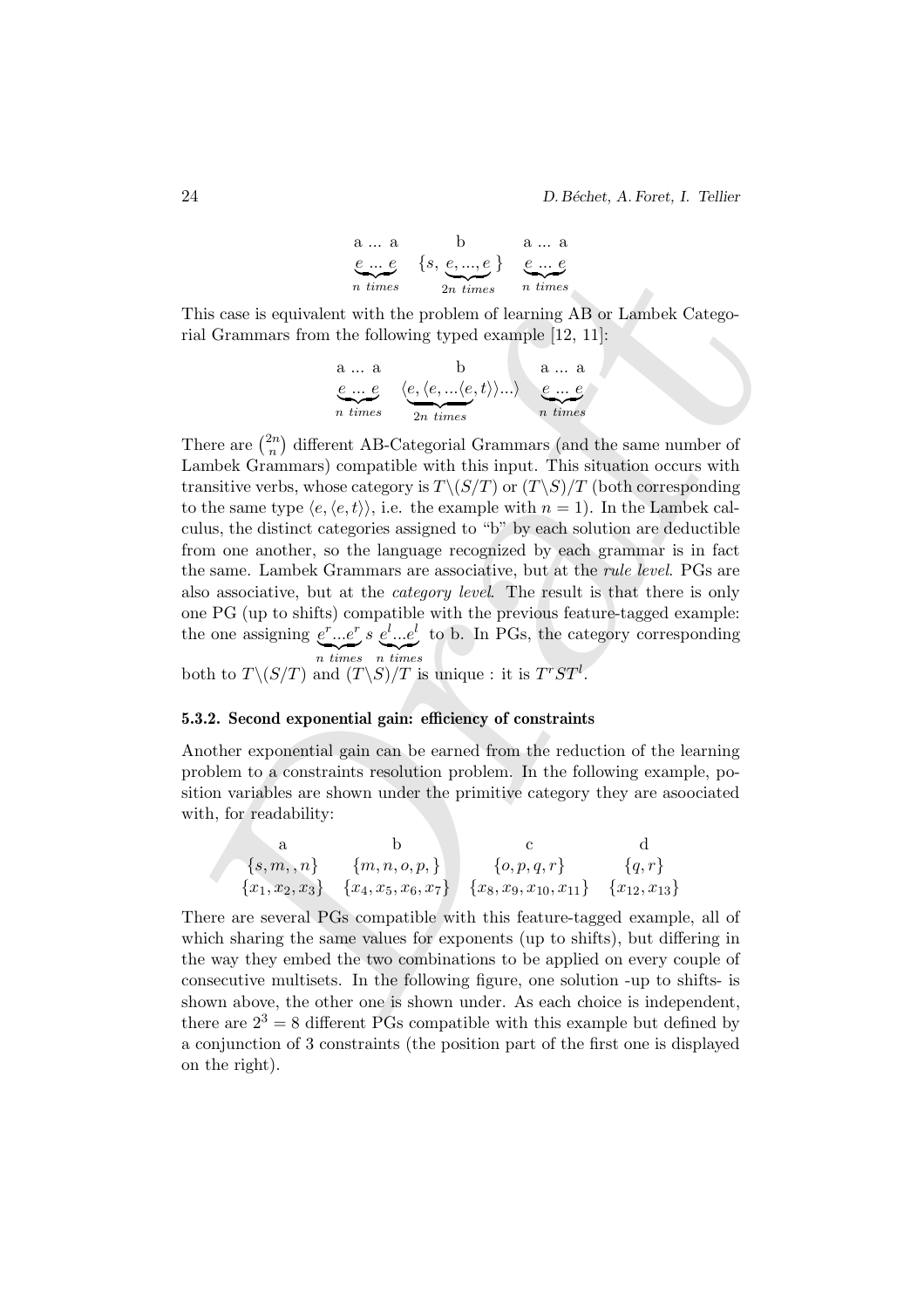$$\begin{array}{ccc} \text{a ... a} & \text{b} & \text{a ... a} \\ \underbrace{e \ ... \ e}_{n \ times} & \{s, \underbrace{e, ..., e}_{2n \ times}\} & \underbrace{e \ ... \ e}_{n \ times} \end{array}$$

This case is equivalent with the problem of learning AB or Lambek Categorial Grammars from the following typed example [12, 11]:

$$\begin{array}{ccc} \text{a ... a} & \text{b} & \text{a ... a} \\ \underbrace{e \ ... \ e}_{n \ times} & \underbrace{\langle e, \langle e, ... \langle e, t \rangle \rangle ... \rangle}_{2n \ times} & \underbrace{e \ ... \ e}_{n \ times} \end{array}$$

There are $\binom{2n}{n}$ different AB-Categorial Grammars (and the same number of Lambek Grammars) compatible with this input. This situation occurs with transitive verbs, whose category is $T\backslash(S/T)$ or $(T\backslash S)/T$ (both corresponding to the same type $\langle e, \langle e, t \rangle \rangle$, i.e. the example with $n = 1$). In the Lambek calculus, the distinct categories assigned to "b" by each solution are deductible from one another, so the language recognized by each grammar is in fact the same. Lambek Grammars are associative, but at the *rule level*. PGs are also associative, but at the *category level*. The result is that there is only one PG (up to shifts) compatible with the previous feature-tagged example: the one assigning $\underbrace{e^r ... e^r}_{n \ times} \ s \ \underbrace{e^l ... e^l}_{n \ times}$ to b. In PGs, the category corresponding both to $T\backslash(S/T)$ and $(T\backslash S)/T$ is unique : it is $T^r S T^l$.

#### 5.3.2. Second exponential gain: efficiency of constraints

Another exponential gain can be earned from the reduction of the learning problem to a constraints resolution problem. In the following example, position variables are shown under the primitive category they are asoociated with, for readability:

$$\begin{array}{cccc} \text{a} & \text{b} & \text{c} & \text{d} \\ \{s, m, , n\} & \{m, n, o, p, \} & \{o, p, q, r\} & \{q, r\} \\ \{x_1, x_2, x_3\} & \{x_4, x_5, x_6, x_7\} & \{x_8, x_9, x_{10}, x_{11}\} & \{x_{12}, x_{13}\} \end{array}$$

There are several PGs compatible with this feature-tagged example, all of which sharing the same values for exponents (up to shifts), but differing in the way they embed the two combinations to be applied on every couple of consecutive multisets. In the following figure, one solution -up to shifts- is shown above, the other one is shown under. As each choice is independent, there are $2^3 = 8$ different PGs compatible with this example but defined by a conjunction of 3 constraints (the position part of the first one is displayed on the right).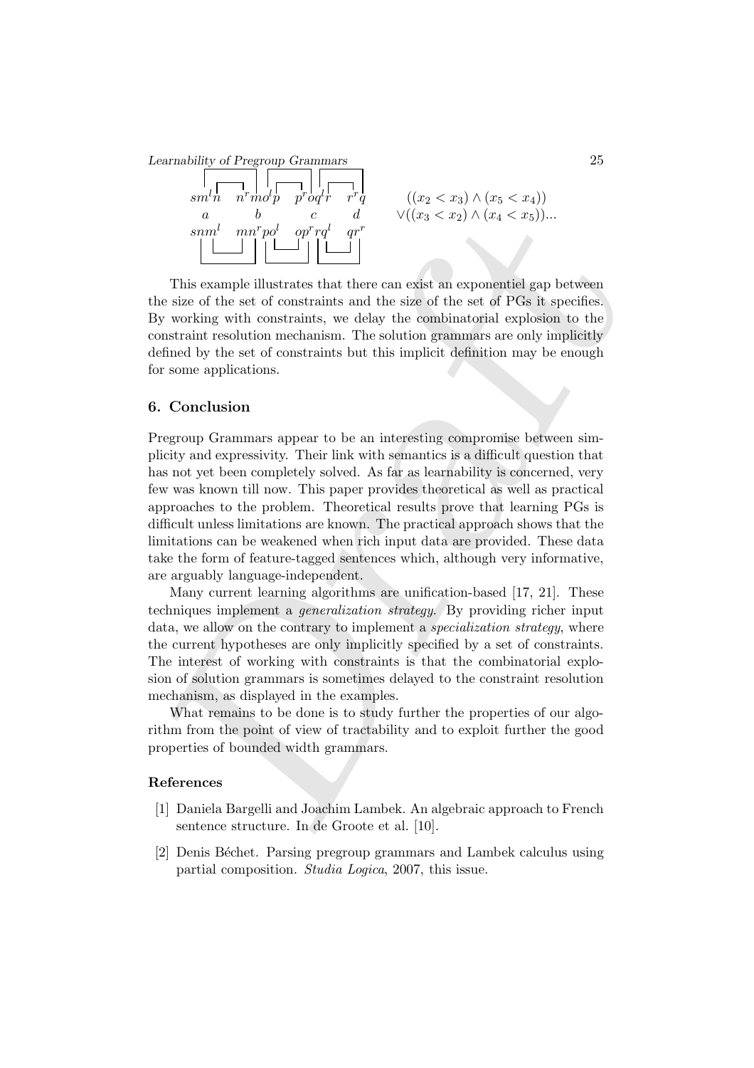$$
\begin{array}{cccc}
sm^l n & n^r m o^l p & p^r o q^l r & r^r q \\
a & b & c & d \\
snm^l & mn^r p o^l & op^r r q^l & q r^r
\end{array}
\qquad
\begin{array}{l}
((x_2 < x_3) \wedge (x_5 < x_4)) \\
\vee ((x_3 < x_2) \wedge (x_4 < x_5))...
\end{array}
$$

This example illustrates that there can exist an exponentiel gap between the size of the set of constraints and the size of the set of PGs it specifies. By working with constraints, we delay the combinatorial explosion to the constraint resolution mechanism. The solution grammars are only implicitly defined by the set of constraints but this implicit definition may be enough for some applications.

## 6. Conclusion

Pregroup Grammars appear to be an interesting compromise between simplicity and expressivity. Their link with semantics is a difficult question that has not yet been completely solved. As far as learnability is concerned, very few was known till now. This paper provides theoretical as well as practical approaches to the problem. Theoretical results prove that learning PGs is difficult unless limitations are known. The practical approach shows that the limitations can be weakened when rich input data are provided. These data take the form of feature-tagged sentences which, although very informative, are arguably language-independent.

Many current learning algorithms are unification-based [17, 21]. These techniques implement a *generalization strategy*. By providing richer input data, we allow on the contrary to implement a *specialization strategy*, where the current hypotheses are only implicitly specified by a set of constraints. The interest of working with constraints is that the combinatorial explosion of solution grammars is sometimes delayed to the constraint resolution mechanism, as displayed in the examples.

What remains to be done is to study further the properties of our algorithm from the point of view of tractability and to exploit further the good properties of bounded width grammars.

### References

[1] Daniela Bargelli and Joachim Lambek. An algebraic approach to French sentence structure. In de Groote et al. [10].

[2] Denis Béchet. Parsing pregroup grammars and Lambek calculus using partial composition. *Studia Logica*, 2007, this issue.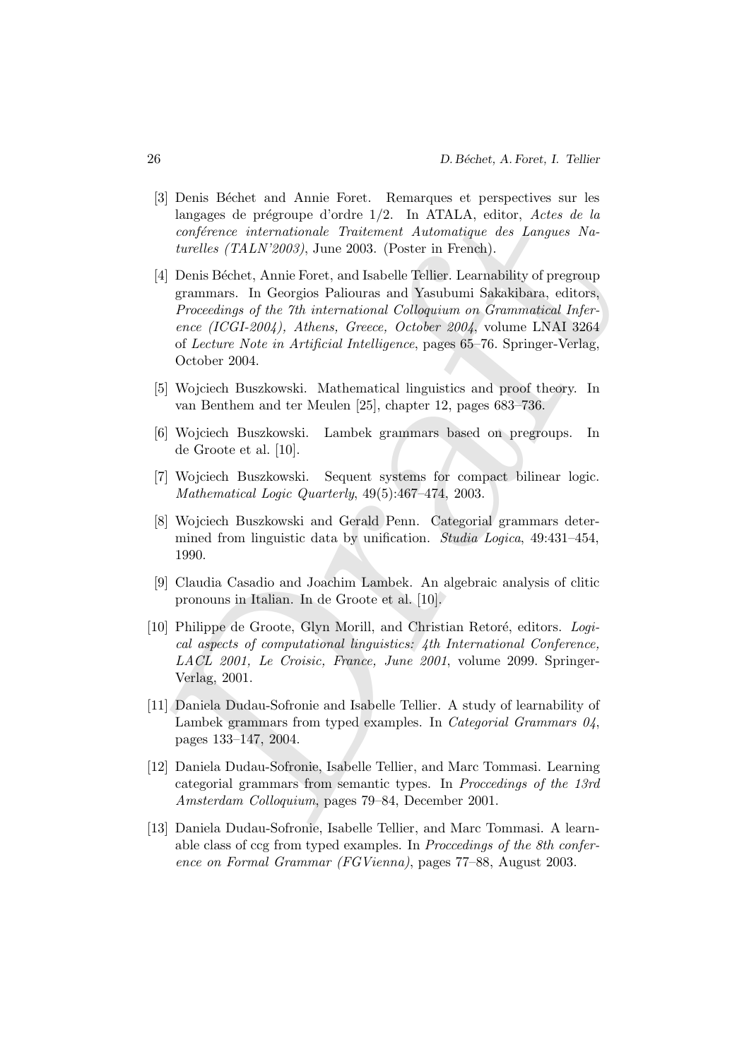[3] Denis Béchet and Annie Foret. Remarques et perspectives sur les langages de prégroupe d'ordre 1/2. In ATALA, editor, *Actes de la conférence internationale Traitement Automatique des Langues Naturelles (TALN'2003)*, June 2003. (Poster in French).

[4] Denis Béchet, Annie Foret, and Isabelle Tellier. Learnability of pregroup grammars. In Georgios Paliouras and Yasubumi Sakakibara, editors, *Proceedings of the 7th international Colloquium on Grammatical Inference (ICGI-2004), Athens, Greece, October 2004*, volume LNAI 3264 of *Lecture Note in Artificial Intelligence*, pages 65–76. Springer-Verlag, October 2004.

[5] Wojciech Buszkowski. Mathematical linguistics and proof theory. In van Benthem and ter Meulen [25], chapter 12, pages 683–736.

[6] Wojciech Buszkowski. Lambek grammars based on pregroups. In de Groote et al. [10].

[7] Wojciech Buszkowski. Sequent systems for compact bilinear logic. *Mathematical Logic Quarterly*, 49(5):467–474, 2003.

[8] Wojciech Buszkowski and Gerald Penn. Categorial grammars determined from linguistic data by unification. *Studia Logica*, 49:431–454, 1990.

[9] Claudia Casadio and Joachim Lambek. An algebraic analysis of clitic pronouns in Italian. In de Groote et al. [10].

[10] Philippe de Groote, Glyn Morill, and Christian Retoré, editors. *Logical aspects of computational linguistics: 4th International Conference, LACL 2001, Le Croisic, France, June 2001*, volume 2099. Springer-Verlag, 2001.

[11] Daniela Dudau-Sofronie and Isabelle Tellier. A study of learnability of Lambek grammars from typed examples. In *Categorial Grammars 04*, pages 133–147, 2004.

[12] Daniela Dudau-Sofronie, Isabelle Tellier, and Marc Tommasi. Learning categorial grammars from semantic types. In *Proccedings of the 13rd Amsterdam Colloquium*, pages 79–84, December 2001.

[13] Daniela Dudau-Sofronie, Isabelle Tellier, and Marc Tommasi. A learnable class of ccg from typed examples. In *Proccedings of the 8th conference on Formal Grammar (FGVienna)*, pages 77–88, August 2003.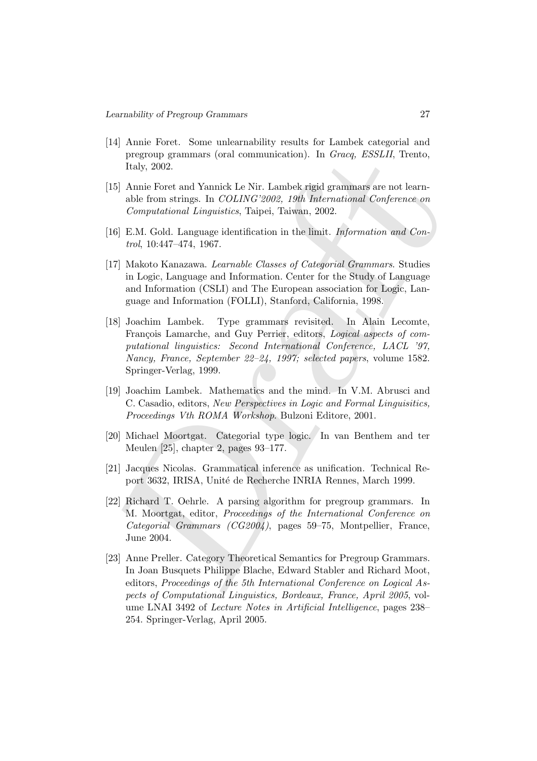[14] Annie Foret. Some unlearnability results for Lambek categorial and pregroup grammars (oral communication). In *Gracq, ESSLII*, Trento, Italy, 2002.

[15] Annie Foret and Yannick Le Nir. Lambek rigid grammars are not learnable from strings. In *COLING'2002, 19th International Conference on Computational Linguistics*, Taipei, Taiwan, 2002.

[16] E.M. Gold. Language identification in the limit. *Information and Control*, 10:447–474, 1967.

[17] Makoto Kanazawa. *Learnable Classes of Categorial Grammars*. Studies in Logic, Language and Information. Center for the Study of Language and Information (CSLI) and The European association for Logic, Language and Information (FOLLI), Stanford, California, 1998.

[18] Joachim Lambek. Type grammars revisited. In Alain Lecomte, François Lamarche, and Guy Perrier, editors, *Logical aspects of computational linguistics: Second International Conference, LACL '97, Nancy, France, September 22–24, 1997; selected papers*, volume 1582. Springer-Verlag, 1999.

[19] Joachim Lambek. Mathematics and the mind. In V.M. Abrusci and C. Casadio, editors, *New Perspectives in Logic and Formal Linguisitics, Proceedings Vth ROMA Workshop*. Bulzoni Editore, 2001.

[20] Michael Moortgat. Categorial type logic. In van Benthem and ter Meulen [25], chapter 2, pages 93–177.

[21] Jacques Nicolas. Grammatical inference as unification. Technical Report 3632, IRISA, Unité de Recherche INRIA Rennes, March 1999.

[22] Richard T. Oehrle. A parsing algorithm for pregroup grammars. In M. Moortgat, editor, *Proceedings of the International Conference on Categorial Grammars (CG2004)*, pages 59–75, Montpellier, France, June 2004.

[23] Anne Preller. Category Theoretical Semantics for Pregroup Grammars. In Joan Busquets Philippe Blache, Edward Stabler and Richard Moot, editors, *Proceedings of the 5th International Conference on Logical Aspects of Computational Linguistics, Bordeaux, France, April 2005*, volume LNAI 3492 of *Lecture Notes in Artificial Intelligence*, pages 238–254. Springer-Verlag, April 2005.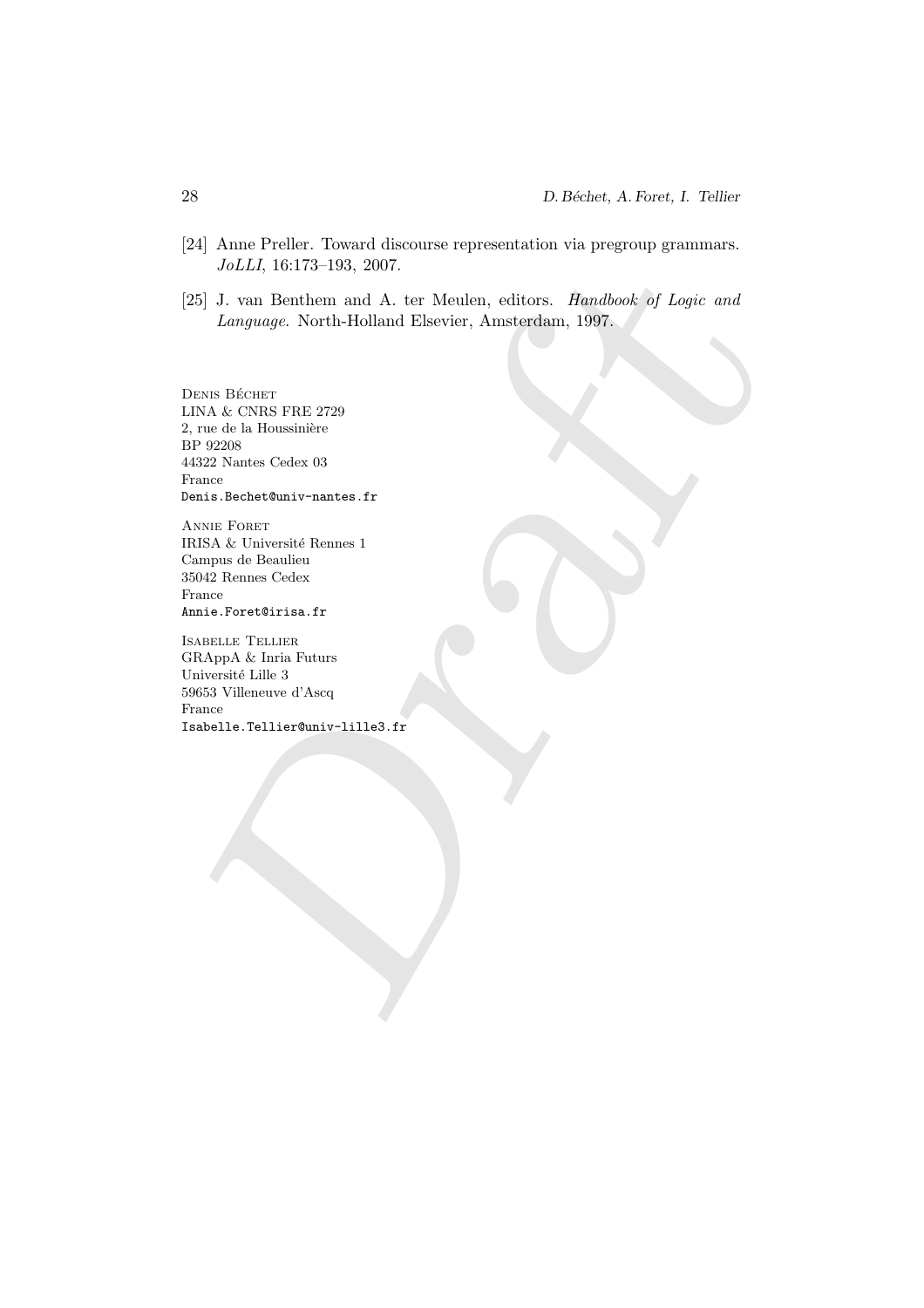[24] Anne Preller. Toward discourse representation via pregroup grammars. *JoLLI*, 16:173–193, 2007.

[25] J. van Benthem and A. ter Meulen, editors. *Handbook of Logic and Language*. North-Holland Elsevier, Amsterdam, 1997.

Denis Béchet
LINA & CNRS FRE 2729
2, rue de la Houssinière
BP 92208
44322 Nantes Cedex 03
France
Denis.Bechet@univ-nantes.fr

Annie Foret
IRISA & Université Rennes 1
Campus de Beaulieu
35042 Rennes Cedex
France
Annie.Foret@irisa.fr

Isabelle Tellier
GRAppA & Inria Futurs
Université Lille 3
59653 Villeneuve d'Ascq
France
Isabelle.Tellier@univ-lille3.fr